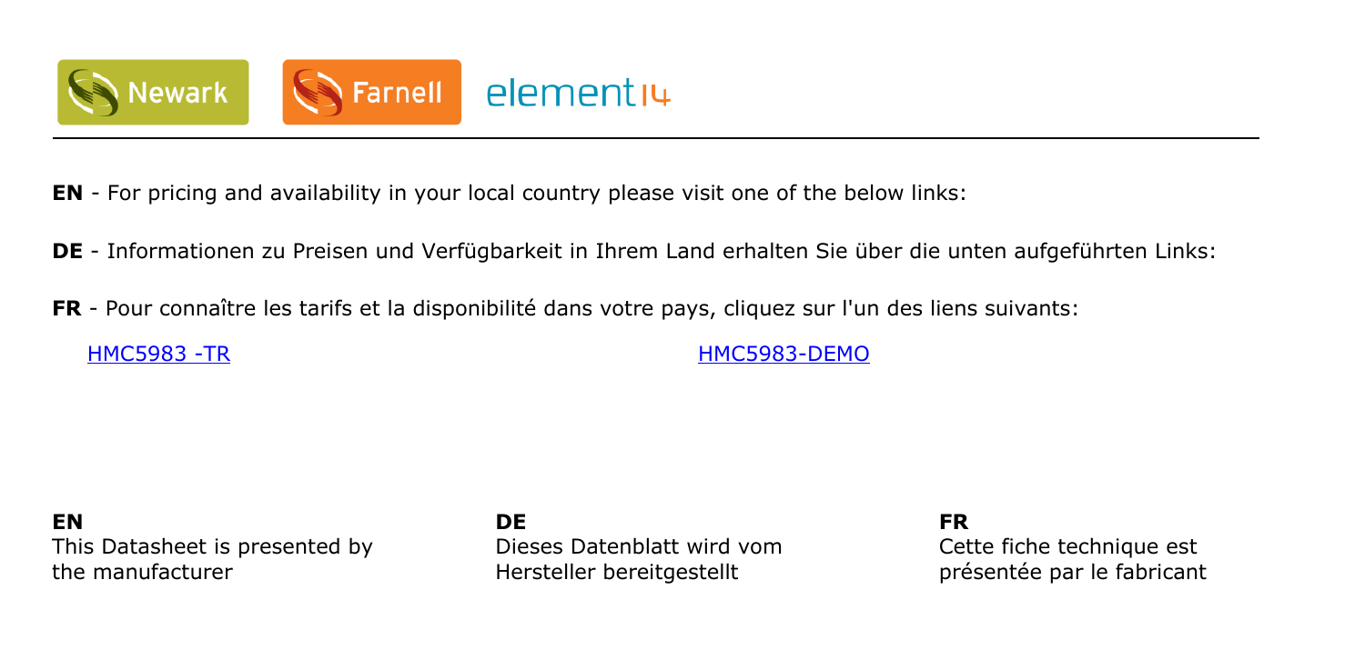Newark Farnell element14

**EN** - For pricing and availability in your local country please visit one of the below links:

**DE** - Informationen zu Preisen und Verfügbarkeit in Ihrem Land erhalten Sie über die unten aufgeführten Links:

**FR** - Pour connaître les tarifs et la disponibilité dans votre pays, cliquez sur l'un des liens suivants:

HMC5983 -TR

HMC5983-DEMO

**EN**
This Datasheet is presented by the manufacturer

**DE**
Dieses Datenblatt wird vom Hersteller bereitgestellt

**FR**
Cette fiche technique est présentée par le fabricant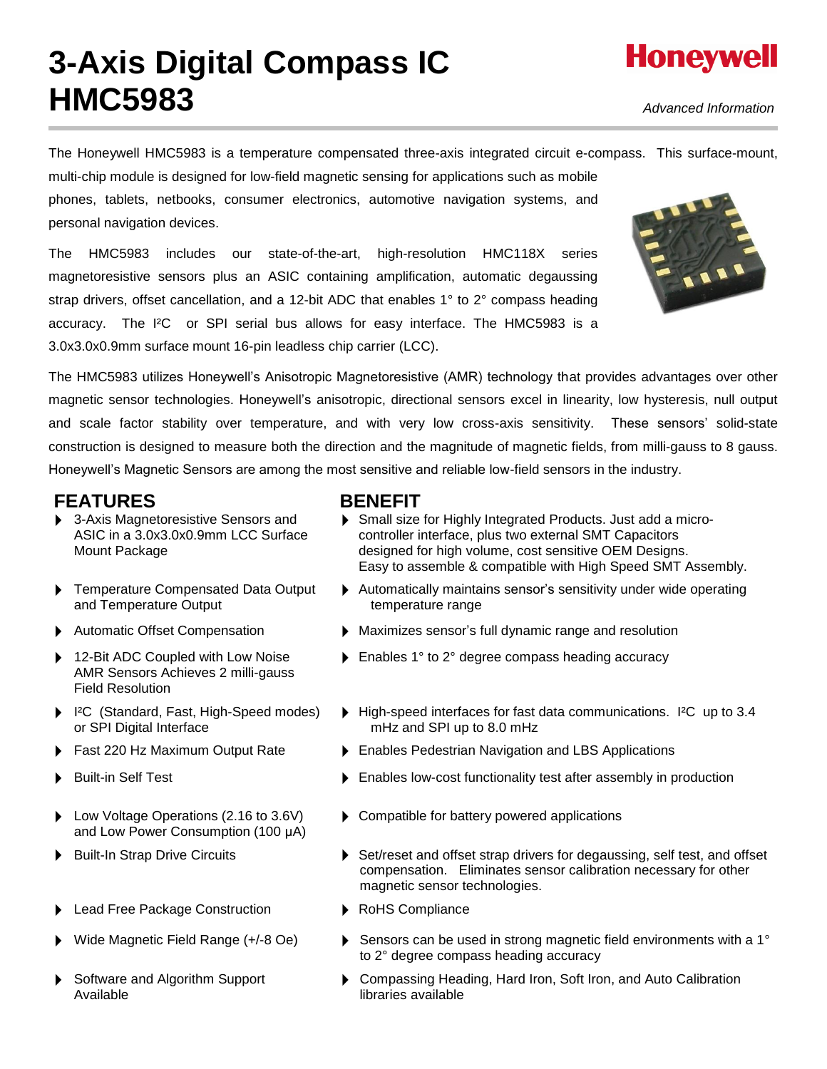# 3-Axis Digital Compass IC HMC5983

Honeywell

*Advanced Information*

The Honeywell HMC5983 is a temperature compensated three-axis integrated circuit e-compass. This surface-mount, multi-chip module is designed for low-field magnetic sensing for applications such as mobile phones, tablets, netbooks, consumer electronics, automotive navigation systems, and personal navigation devices.

The HMC5983 includes our state-of-the-art, high-resolution HMC118X series magnetoresistive sensors plus an ASIC containing amplification, automatic degaussing strap drivers, offset cancellation, and a 12-bit ADC that enables 1° to 2° compass heading accuracy. The I²C or SPI serial bus allows for easy interface. The HMC5983 is a 3.0x3.0x0.9mm surface mount 16-pin leadless chip carrier (LCC).

The HMC5983 utilizes Honeywell's Anisotropic Magnetoresistive (AMR) technology that provides advantages over other magnetic sensor technologies. Honeywell's anisotropic, directional sensors excel in linearity, low hysteresis, null output and scale factor stability over temperature, and with very low cross-axis sensitivity. These sensors' solid-state construction is designed to measure both the direction and the magnitude of magnetic fields, from milli-gauss to 8 gauss. Honeywell's Magnetic Sensors are among the most sensitive and reliable low-field sensors in the industry.

| FEATURES | BENEFIT |
|---|---|
| 3-Axis Magnetoresistive Sensors and ASIC in a 3.0x3.0x0.9mm LCC Surface Mount Package | Small size for Highly Integrated Products. Just add a micro-controller interface, plus two external SMT Capacitors designed for high volume, cost sensitive OEM Designs. Easy to assemble & compatible with High Speed SMT Assembly. |
| Temperature Compensated Data Output and Temperature Output | Automatically maintains sensor's sensitivity under wide operating temperature range |
| Automatic Offset Compensation | Maximizes sensor's full dynamic range and resolution |
| 12-Bit ADC Coupled with Low Noise AMR Sensors Achieves 2 milli-gauss Field Resolution | Enables 1° to 2° degree compass heading accuracy |
| I²C (Standard, Fast, High-Speed modes) or SPI Digital Interface | High-speed interfaces for fast data communications. I²C up to 3.4 mHz and SPI up to 8.0 mHz |
| Fast 220 Hz Maximum Output Rate | Enables Pedestrian Navigation and LBS Applications |
| Built-in Self Test | Enables low-cost functionality test after assembly in production |
| Low Voltage Operations (2.16 to 3.6V) and Low Power Consumption (100 µA) | Compatible for battery powered applications |
| Built-In Strap Drive Circuits | Set/reset and offset strap drivers for degaussing, self test, and offset compensation. Eliminates sensor calibration necessary for other magnetic sensor technologies. |
| Lead Free Package Construction | RoHS Compliance |
| Wide Magnetic Field Range (+/-8 Oe) | Sensors can be used in strong magnetic field environments with a 1° to 2° degree compass heading accuracy |
| Software and Algorithm Support Available | Compassing Heading, Hard Iron, Soft Iron, and Auto Calibration libraries available |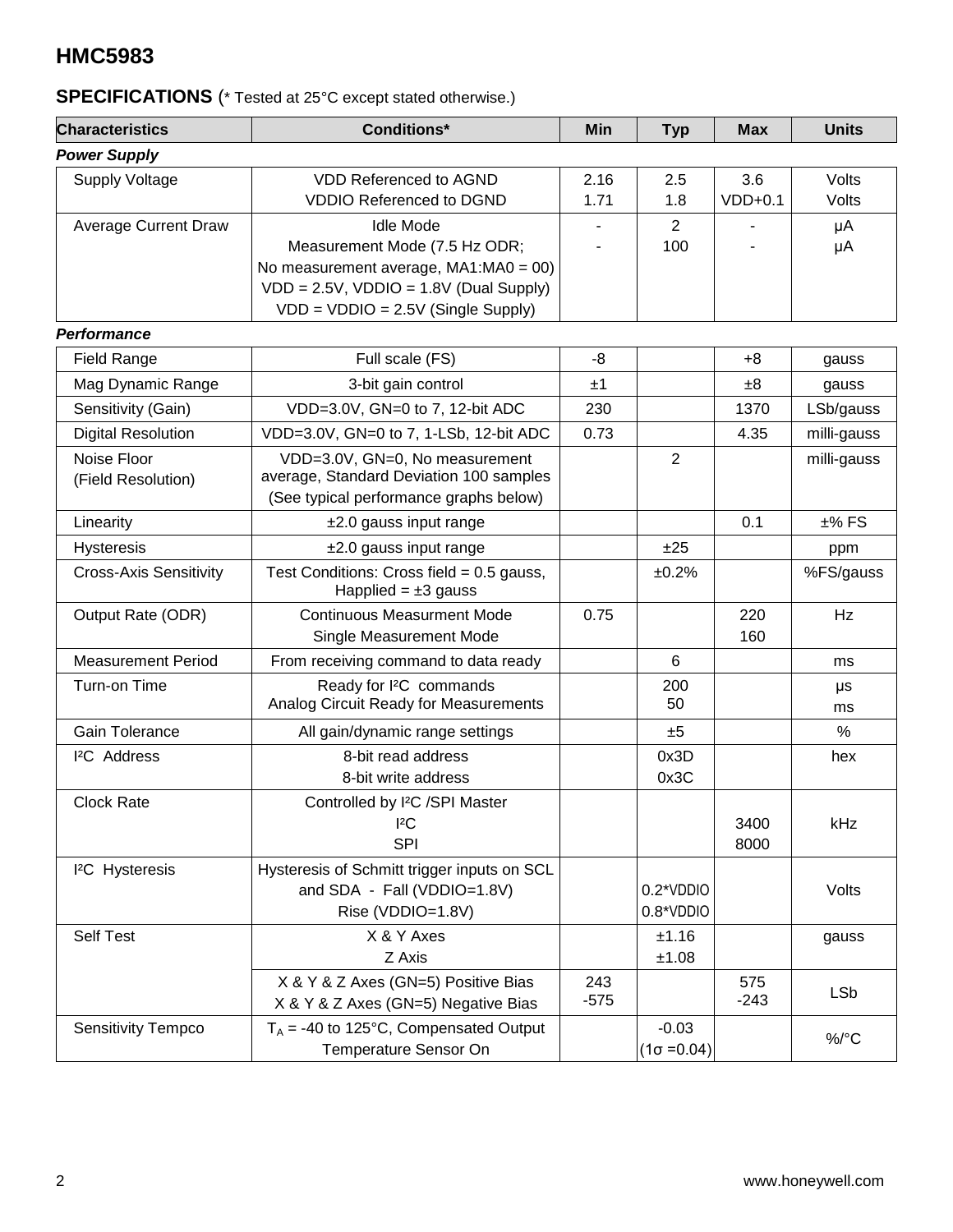# HMC5983

## SPECIFICATIONS (* Tested at 25°C except stated otherwise.)

| Characteristics | Conditions* | Min | Typ | Max | Units |
|---|---|---|---|---|---|
| ***Power Supply*** | | | | | |
| Supply Voltage | VDD Referenced to AGND<br>VDDIO Referenced to DGND | 2.16<br>1.71 | 2.5<br>1.8 | 3.6<br>VDD+0.1 | Volts<br>Volts |
| Average Current Draw | Idle Mode<br>Measurement Mode (7.5 Hz ODR;<br>No measurement average, MA1:MA0 = 00)<br>VDD = 2.5V, VDDIO = 1.8V (Dual Supply)<br>VDD = VDDIO = 2.5V (Single Supply) | -<br>- | 2<br>100 | -<br>- | μA<br>μA |
| ***Performance*** | | | | | |
| Field Range | Full scale (FS) | -8 | | +8 | gauss |
| Mag Dynamic Range | 3-bit gain control | ±1 | | ±8 | gauss |
| Sensitivity (Gain) | VDD=3.0V, GN=0 to 7, 12-bit ADC | 230 | | 1370 | LSb/gauss |
| Digital Resolution | VDD=3.0V, GN=0 to 7, 1-LSb, 12-bit ADC | 0.73 | | 4.35 | milli-gauss |
| Noise Floor<br>(Field Resolution) | VDD=3.0V, GN=0, No measurement average, Standard Deviation 100 samples<br>(See typical performance graphs below) | | 2 | | milli-gauss |
| Linearity | ±2.0 gauss input range | | | 0.1 | ±% FS |
| Hysteresis | ±2.0 gauss input range | | ±25 | | ppm |
| Cross-Axis Sensitivity | Test Conditions: Cross field = 0.5 gauss, Happlied = ±3 gauss | | ±0.2% | | %FS/gauss |
| Output Rate (ODR) | Continuous Measurment Mode<br>Single Measurement Mode | 0.75 | | 220<br>160 | Hz |
| Measurement Period | From receiving command to data ready | | 6 | | ms |
| Turn-on Time | Ready for I²C commands<br>Analog Circuit Ready for Measurements | | 200<br>50 | | μs<br>ms |
| Gain Tolerance | All gain/dynamic range settings | | ±5 | | % |
| I²C Address | 8-bit read address<br>8-bit write address | | 0x3D<br>0x3C | | hex |
| Clock Rate | Controlled by I²C /SPI Master<br>I²C<br>SPI | | | 3400<br>8000 | kHz |
| I²C Hysteresis | Hysteresis of Schmitt trigger inputs on SCL and SDA - Fall (VDDIO=1.8V)<br>Rise (VDDIO=1.8V) | | 0.2*VDDIO<br>0.8*VDDIO | | Volts |
| Self Test | X & Y Axes<br>Z Axis | | ±1.16<br>±1.08 | | gauss |
| | X & Y & Z Axes (GN=5) Positive Bias<br>X & Y & Z Axes (GN=5) Negative Bias | 243<br>-575 | | 575<br>-243 | LSb |
| Sensitivity Tempco | $T_A$ = -40 to 125°C, Compensated Output<br>Temperature Sensor On | | -0.03<br>(1σ =0.04) | | %/°C |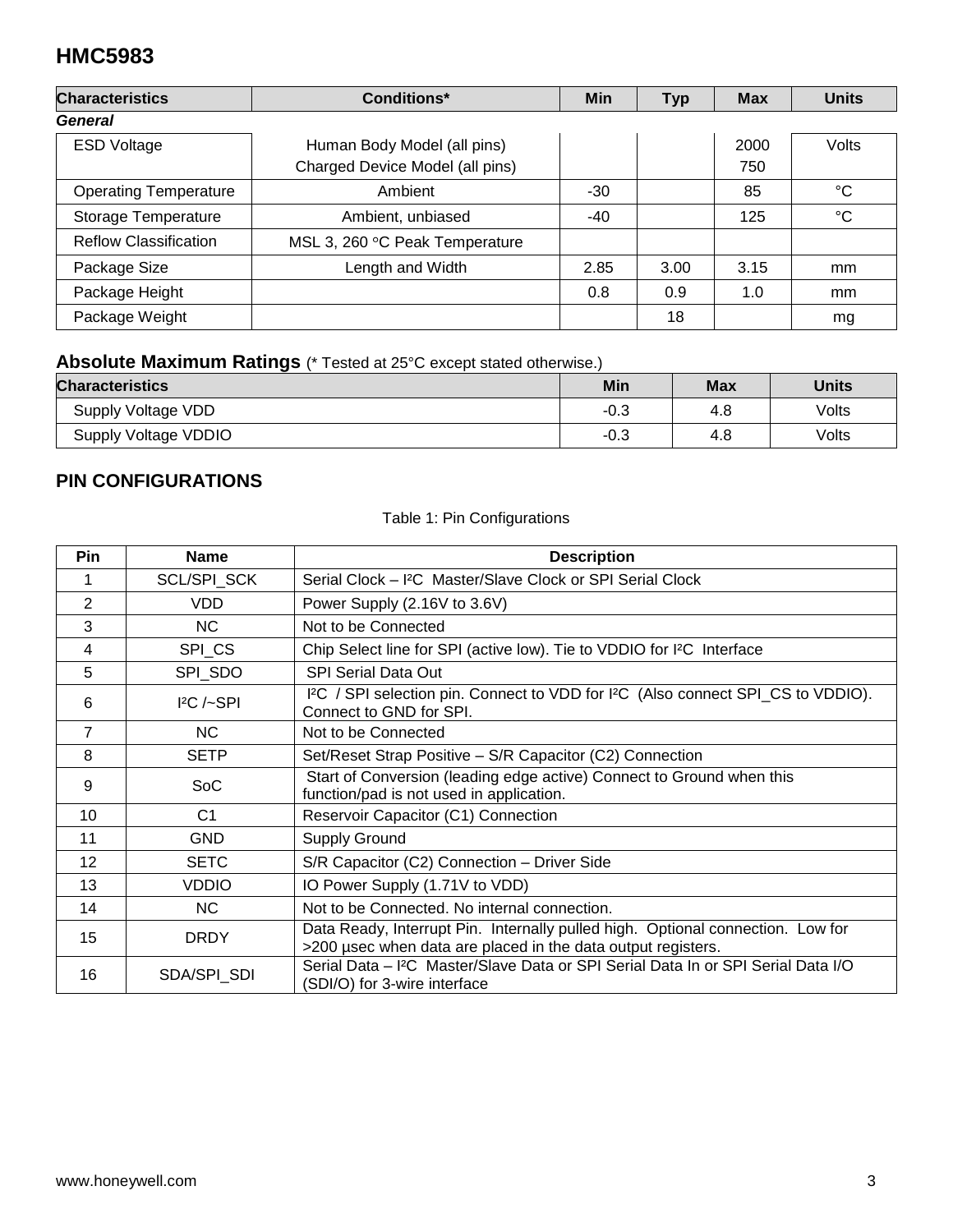## HMC5983

| Characteristics | Conditions* | Min | Typ | Max | Units |
|---|---|---|---|---|---|
| ***General*** | | | | | |
| ESD Voltage | Human Body Model (all pins)<br>Charged Device Model (all pins) | | | 2000<br>750 | Volts |
| Operating Temperature | Ambient | -30 | | 85 | °C |
| Storage Temperature | Ambient, unbiased | -40 | | 125 | °C |
| Reflow Classification | MSL 3, 260 °C Peak Temperature | | | | |
| Package Size | Length and Width | 2.85 | 3.00 | 3.15 | mm |
| Package Height | | 0.8 | 0.9 | 1.0 | mm |
| Package Weight | | | 18 | | mg |

### Absolute Maximum Ratings (* Tested at 25°C except stated otherwise.)

| Characteristics | Min | Max | Units |
|---|---|---|---|
| Supply Voltage VDD | -0.3 | 4.8 | Volts |
| Supply Voltage VDDIO | -0.3 | 4.8 | Volts |

## PIN CONFIGURATIONS

Table 1: Pin Configurations

| Pin | Name | Description |
|---|---|---|
| 1 | SCL/SPI_SCK | Serial Clock – I²C Master/Slave Clock or SPI Serial Clock |
| 2 | VDD | Power Supply (2.16V to 3.6V) |
| 3 | NC | Not to be Connected |
| 4 | SPI_CS | Chip Select line for SPI (active low). Tie to VDDIO for I²C Interface |
| 5 | SPI_SDO | SPI Serial Data Out |
| 6 | I²C /~SPI | I²C / SPI selection pin. Connect to VDD for I²C (Also connect SPI_CS to VDDIO). Connect to GND for SPI. |
| 7 | NC | Not to be Connected |
| 8 | SETP | Set/Reset Strap Positive – S/R Capacitor (C2) Connection |
| 9 | SoC | Start of Conversion (leading edge active) Connect to Ground when this function/pad is not used in application. |
| 10 | C1 | Reservoir Capacitor (C1) Connection |
| 11 | GND | Supply Ground |
| 12 | SETC | S/R Capacitor (C2) Connection – Driver Side |
| 13 | VDDIO | IO Power Supply (1.71V to VDD) |
| 14 | NC | Not to be Connected. No internal connection. |
| 15 | DRDY | Data Ready, Interrupt Pin. Internally pulled high. Optional connection. Low for >200 µsec when data are placed in the data output registers. |
| 16 | SDA/SPI_SDI | Serial Data – I²C Master/Slave Data or SPI Serial Data In or SPI Serial Data I/O (SDI/O) for 3-wire interface |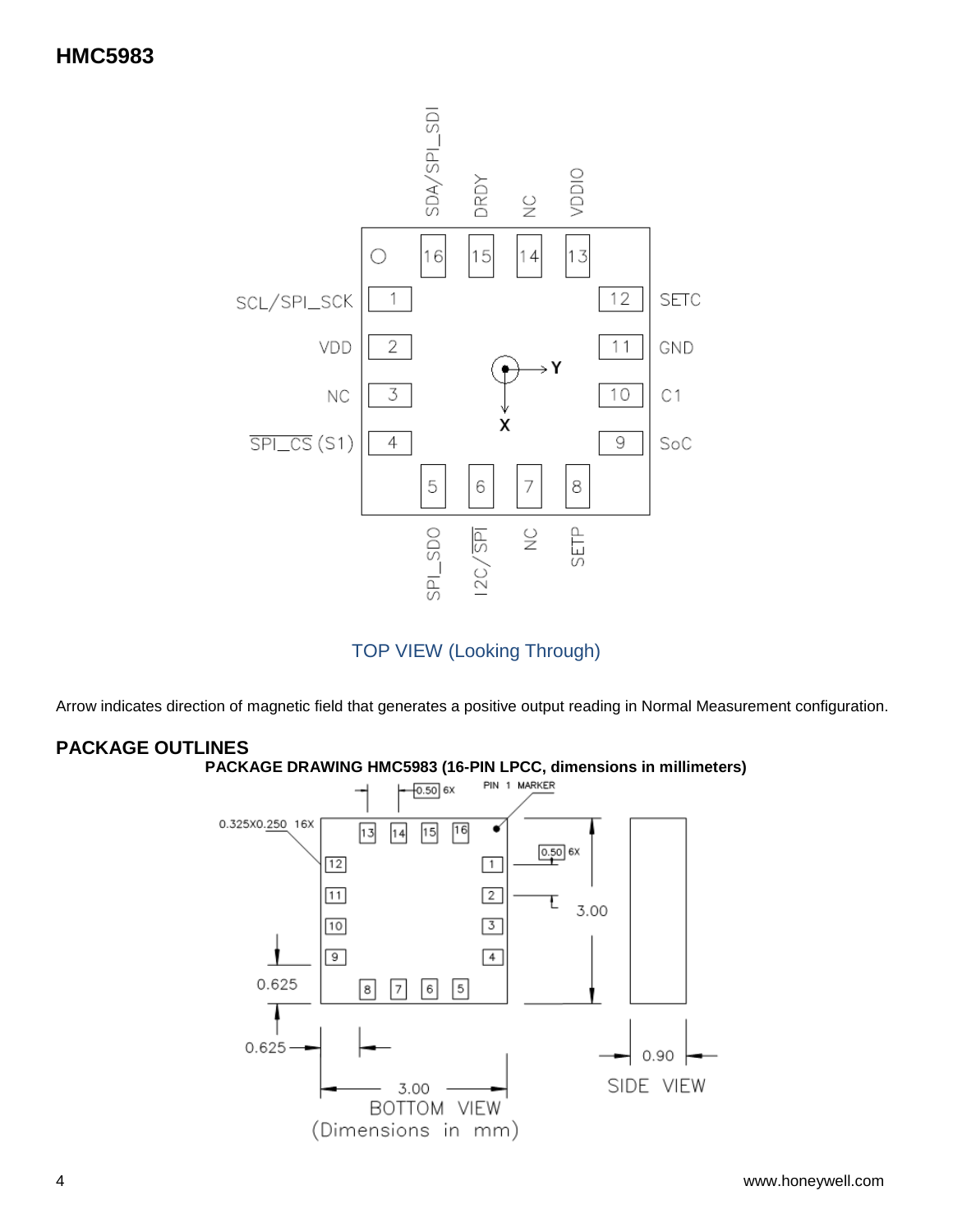TOP VIEW (Looking Through)

Arrow indicates direction of magnetic field that generates a positive output reading in Normal Measurement configuration.

## PACKAGE OUTLINES

**PACKAGE DRAWING HMC5983 (16-PIN LPCC, dimensions in millimeters)**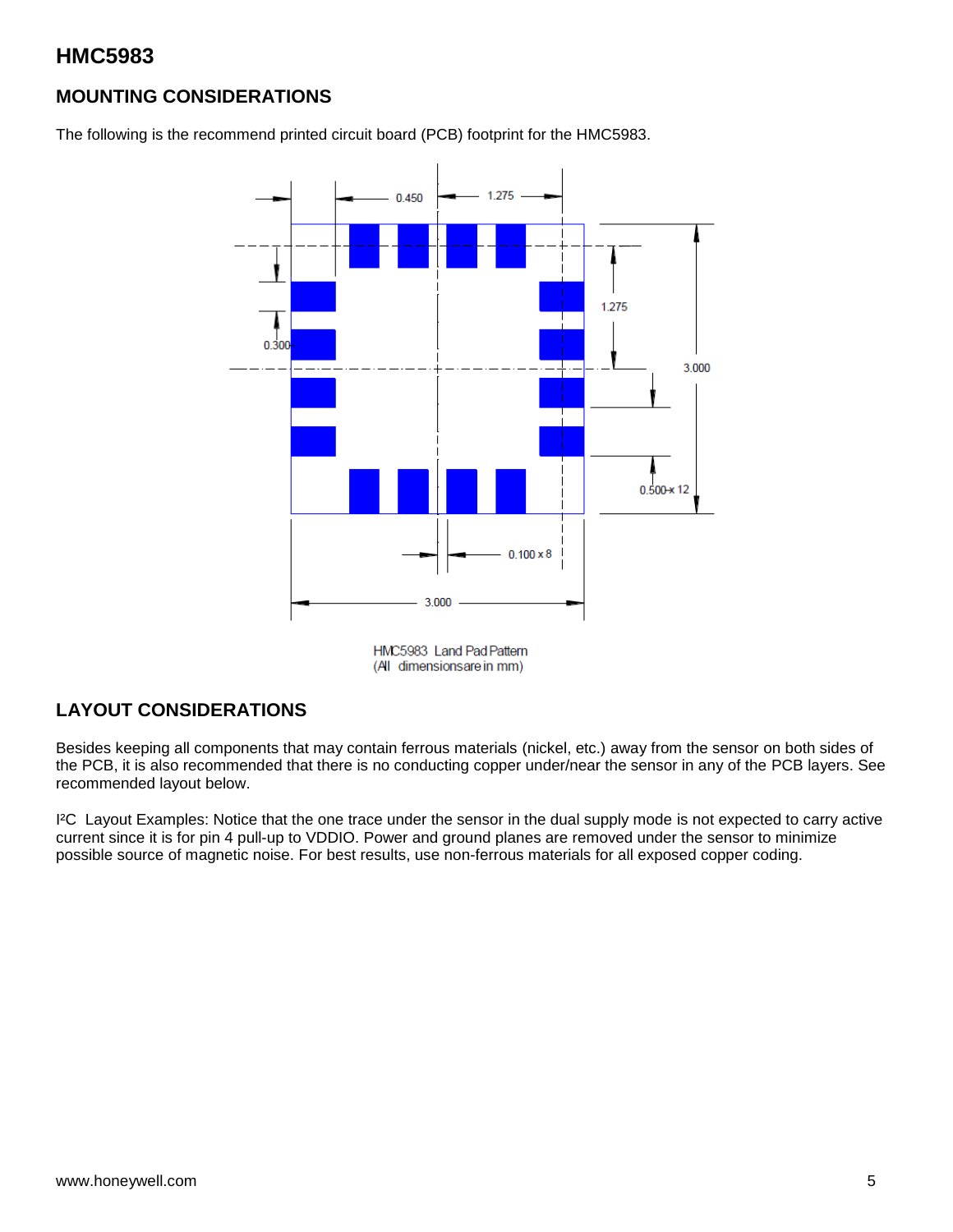## MOUNTING CONSIDERATIONS

The following is the recommend printed circuit board (PCB) footprint for the HMC5983.

HMC5983 Land Pad Pattern
(All dimensions are in mm)

## LAYOUT CONSIDERATIONS

Besides keeping all components that may contain ferrous materials (nickel, etc.) away from the sensor on both sides of the PCB, it is also recommended that there is no conducting copper under/near the sensor in any of the PCB layers. See recommended layout below.

I²C Layout Examples: Notice that the one trace under the sensor in the dual supply mode is not expected to carry active current since it is for pin 4 pull-up to VDDIO. Power and ground planes are removed under the sensor to minimize possible source of magnetic noise. For best results, use non-ferrous materials for all exposed copper coding.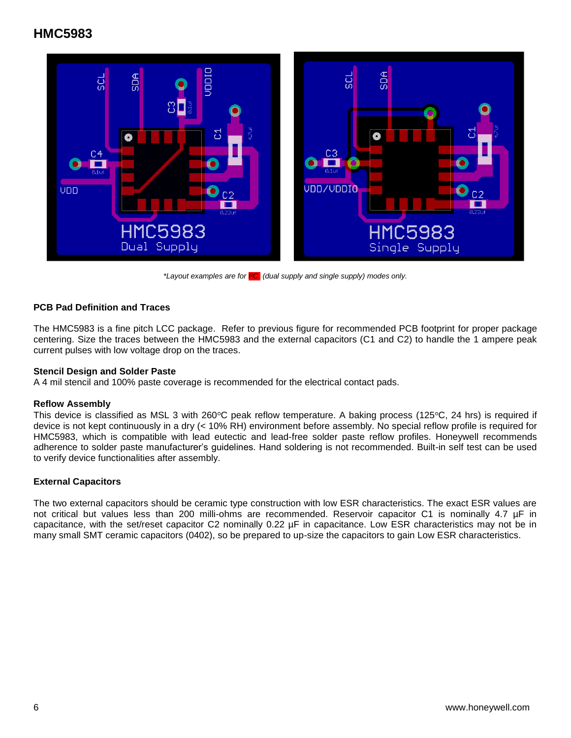*Layout examples are for I²C (dual supply and single supply) modes only.*

### PCB Pad Definition and Traces

The HMC5983 is a fine pitch LCC package. Refer to previous figure for recommended PCB footprint for proper package centering. Size the traces between the HMC5983 and the external capacitors (C1 and C2) to handle the 1 ampere peak current pulses with low voltage drop on the traces.

### Stencil Design and Solder Paste

A 4 mil stencil and 100% paste coverage is recommended for the electrical contact pads.

### Reflow Assembly

This device is classified as MSL 3 with 260°C peak reflow temperature. A baking process (125°C, 24 hrs) is required if device is not kept continuously in a dry (< 10% RH) environment before assembly. No special reflow profile is required for HMC5983, which is compatible with lead eutectic and lead-free solder paste reflow profiles. Honeywell recommends adherence to solder paste manufacturer's guidelines. Hand soldering is not recommended. Built-in self test can be used to verify device functionalities after assembly.

### External Capacitors

The two external capacitors should be ceramic type construction with low ESR characteristics. The exact ESR values are not critical but values less than 200 milli-ohms are recommended. Reservoir capacitor C1 is nominally 4.7 µF in capacitance, with the set/reset capacitor C2 nominally 0.22 µF in capacitance. Low ESR characteristics may not be in many small SMT ceramic capacitors (0402), so be prepared to up-size the capacitors to gain Low ESR characteristics.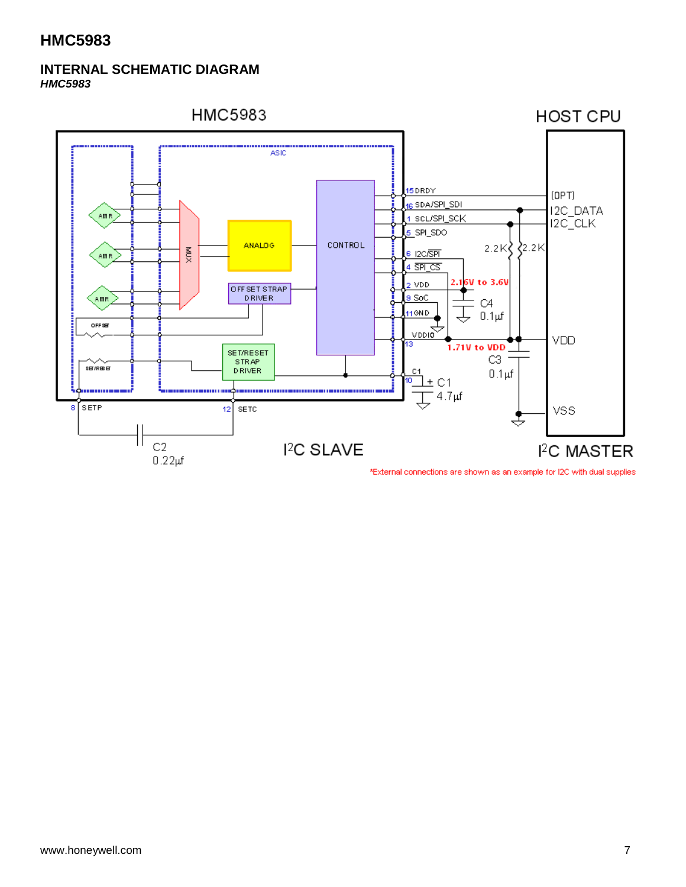## INTERNAL SCHEMATIC DIAGRAM

***HMC5983***

HMC5983

HOST CPU

ASIC

AMR

AMR

AMR

OFFSET

SET/RESET

MUX

ANALOG

CONTROL

OFFSET STRAP DRIVER

SET/RESET STRAP DRIVER

15 DRDY

16 SDA/SPI_SDI

1 SCL/SPI_SCK

5 SPI_SDO

6 I2C/SPI

4 SPI_CS

2 VDD

9 SoC

11 GND

VDDIO 13

C1 10

(OPT)

I2C_DATA

I2C_CLK

2.2K

2.2K

2.16V to 3.6V

C4 0.1µf

1.71V to VDD

C3 0.1µf

+ C1 4.7µf

VDD

VSS

8 SETP

12 SETC

C2 0.22µf

I²C SLAVE

I²C MASTER

*External connections are shown as an example for I2C with dual supplies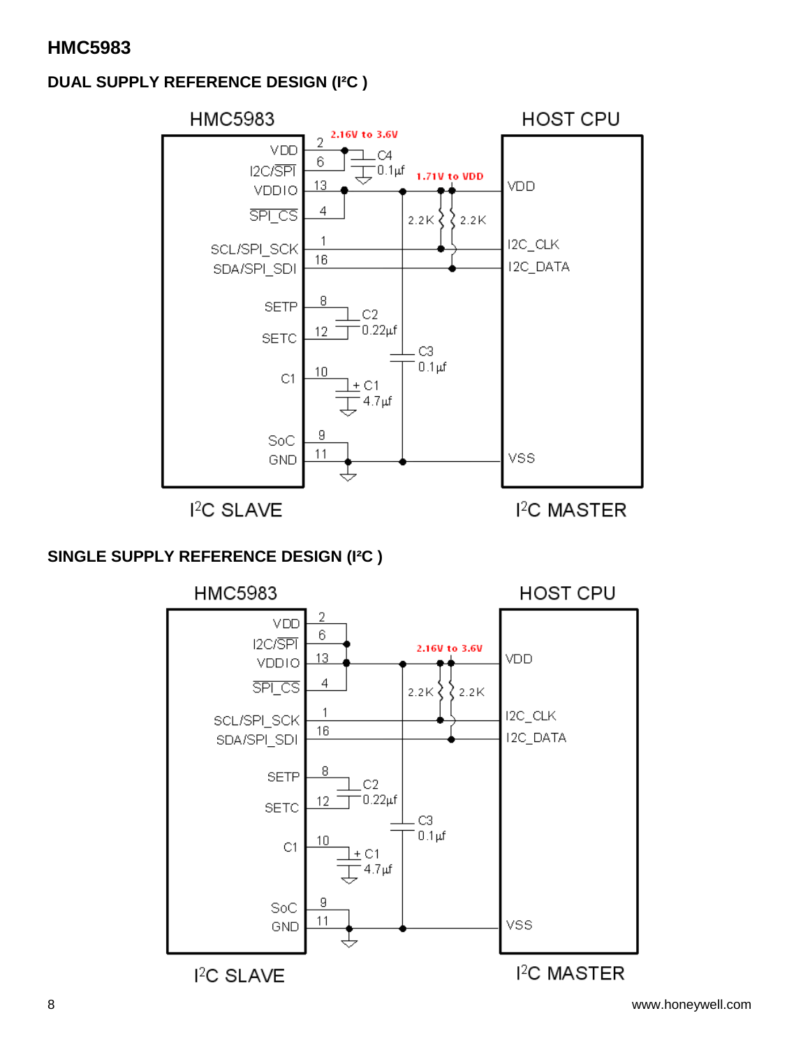## DUAL SUPPLY REFERENCE DESIGN (I²C )

HMC5983

HOST CPU

VDD
I2C/SPI
VDDIO
SPI_CS
SCL/SPI_SCK
SDA/SPI_SDI
SETP
SETC
C1
SoC
GND

2
6
13
4
1
16
8
12
10
9
11

2.16V to 3.6V

C4 0.1µf

1.71V to VDD

2.2K 2.2K

C2 0.22µf

C3 0.1µf

+ C1 4.7µf

VDD
I2C_CLK
I2C_DATA
VSS

I²C SLAVE

I²C MASTER

## SINGLE SUPPLY REFERENCE DESIGN (I²C )

HMC5983

HOST CPU

VDD
I2C/SPI
VDDIO
SPI_CS
SCL/SPI_SCK
SDA/SPI_SDI
SETP
SETC
C1
SoC
GND

2
6
13
4
1
16
8
12
10
9
11

2.16V to 3.6V

2.2K 2.2K

C2 0.22µf

C3 0.1µf

+ C1 4.7µf

VDD
I2C_CLK
I2C_DATA
VSS

I²C SLAVE

I²C MASTER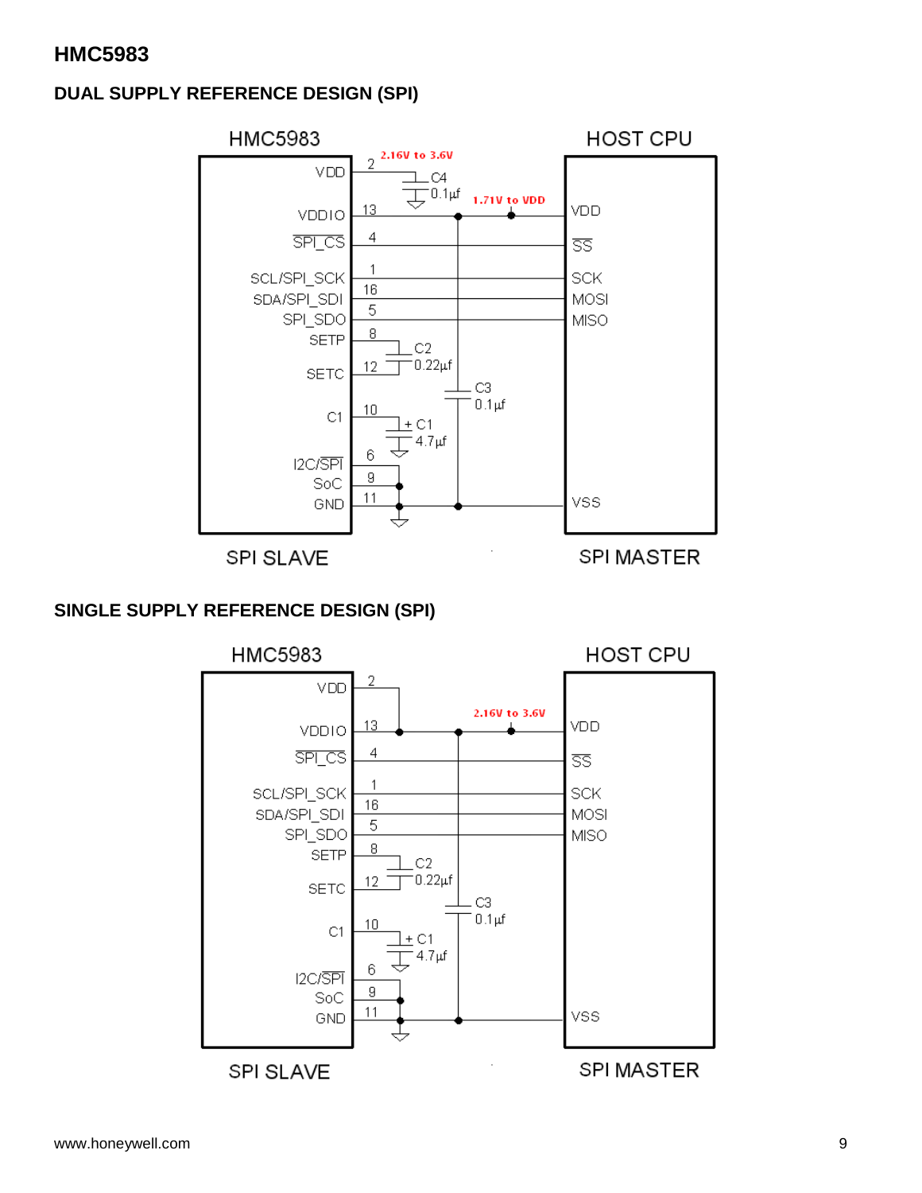## DUAL SUPPLY REFERENCE DESIGN (SPI)

## SINGLE SUPPLY REFERENCE DESIGN (SPI)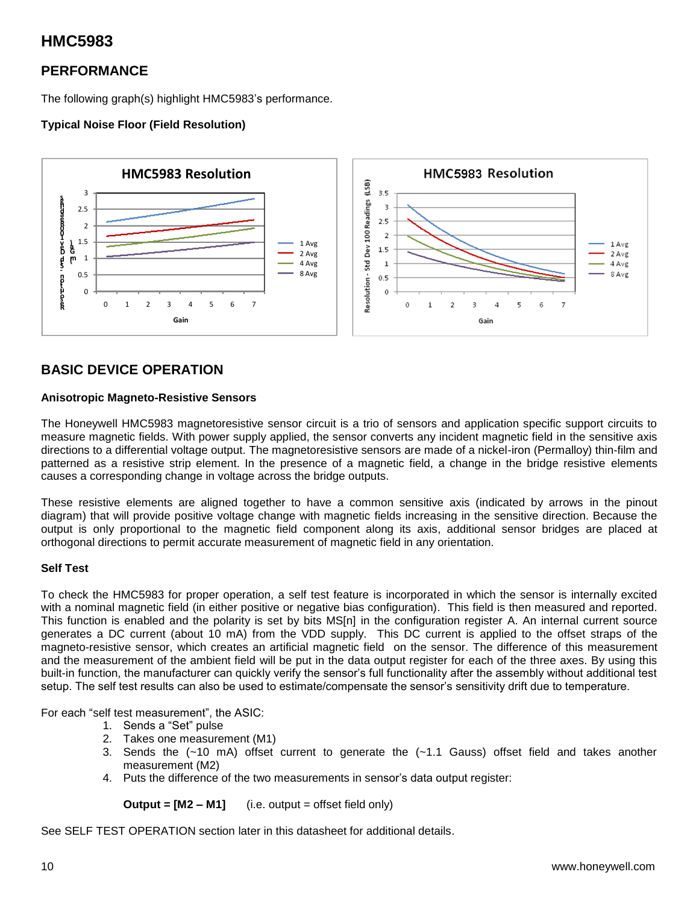# HMC5983

## PERFORMANCE

The following graph(s) highlight HMC5983's performance.

**Typical Noise Floor (Field Resolution)**

## BASIC DEVICE OPERATION

**Anisotropic Magneto-Resistive Sensors**

The Honeywell HMC5983 magnetoresistive sensor circuit is a trio of sensors and application specific support circuits to measure magnetic fields. With power supply applied, the sensor converts any incident magnetic field in the sensitive axis directions to a differential voltage output. The magnetoresistive sensors are made of a nickel-iron (Permalloy) thin-film and patterned as a resistive strip element. In the presence of a magnetic field, a change in the bridge resistive elements causes a corresponding change in voltage across the bridge outputs.

These resistive elements are aligned together to have a common sensitive axis (indicated by arrows in the pinout diagram) that will provide positive voltage change with magnetic fields increasing in the sensitive direction. Because the output is only proportional to the magnetic field component along its axis, additional sensor bridges are placed at orthogonal directions to permit accurate measurement of magnetic field in any orientation.

**Self Test**

To check the HMC5983 for proper operation, a self test feature is incorporated in which the sensor is internally excited with a nominal magnetic field (in either positive or negative bias configuration). This field is then measured and reported. This function is enabled and the polarity is set by bits MS[n] in the configuration register A. An internal current source generates a DC current (about 10 mA) from the VDD supply. This DC current is applied to the offset straps of the magneto-resistive sensor, which creates an artificial magnetic field on the sensor. The difference of this measurement and the measurement of the ambient field will be put in the data output register for each of the three axes. By using this built-in function, the manufacturer can quickly verify the sensor's full functionality after the assembly without additional test setup. The self test results can also be used to estimate/compensate the sensor's sensitivity drift due to temperature.

For each "self test measurement", the ASIC:

1. Sends a "Set" pulse
2. Takes one measurement (M1)
3. Sends the (~10 mA) offset current to generate the (~1.1 Gauss) offset field and takes another measurement (M2)
4. Puts the difference of the two measurements in sensor's data output register:

   **Output = [M2 – M1]** (i.e. output = offset field only)

See SELF TEST OPERATION section later in this datasheet for additional details.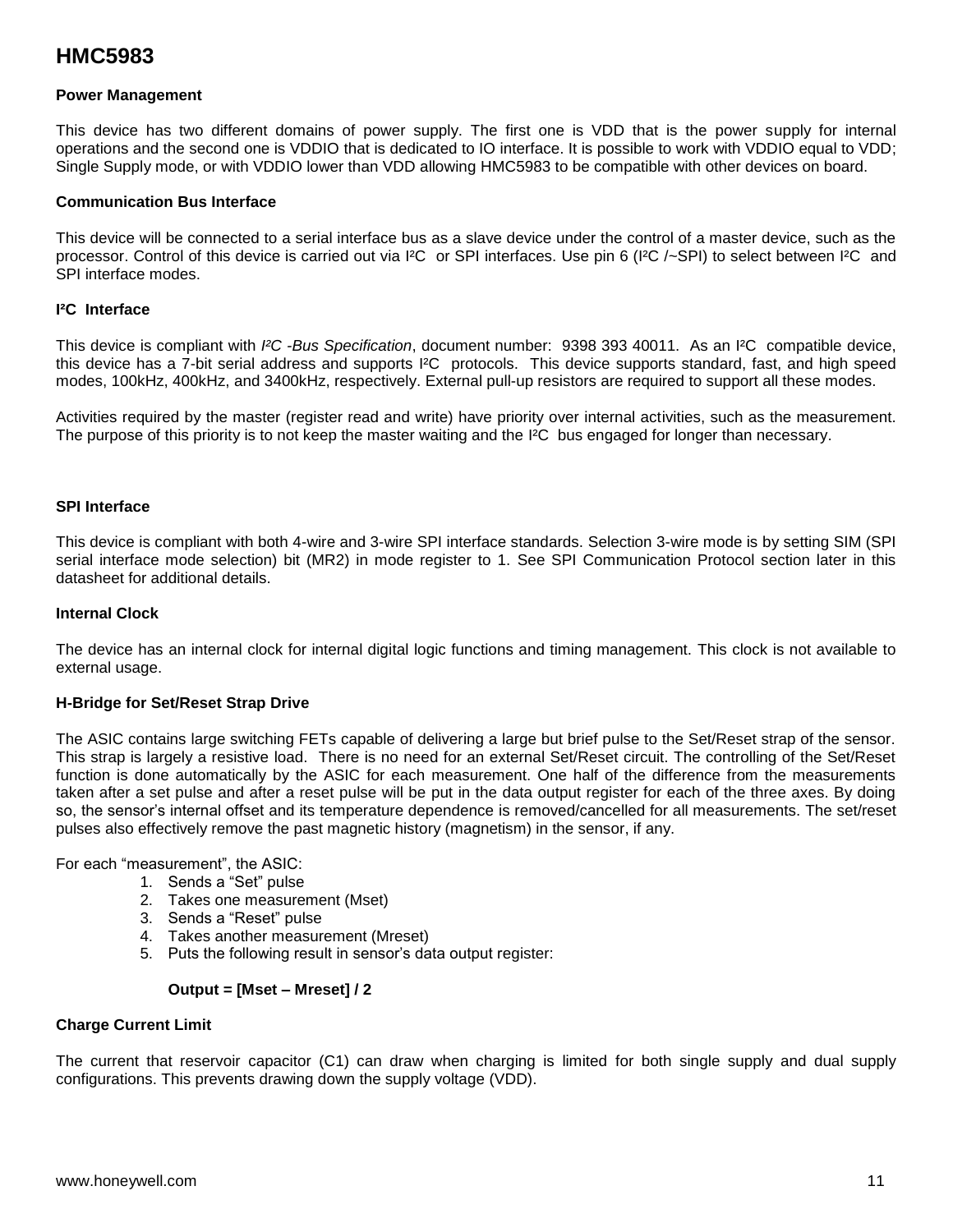## Power Management

This device has two different domains of power supply. The first one is VDD that is the power supply for internal operations and the second one is VDDIO that is dedicated to IO interface. It is possible to work with VDDIO equal to VDD; Single Supply mode, or with VDDIO lower than VDD allowing HMC5983 to be compatible with other devices on board.

## Communication Bus Interface

This device will be connected to a serial interface bus as a slave device under the control of a master device, such as the processor. Control of this device is carried out via I²C or SPI interfaces. Use pin 6 (I²C /~SPI) to select between I²C and SPI interface modes.

## I²C Interface

This device is compliant with *I²C -Bus Specification*, document number: 9398 393 40011. As an I²C compatible device, this device has a 7-bit serial address and supports I²C protocols. This device supports standard, fast, and high speed modes, 100kHz, 400kHz, and 3400kHz, respectively. External pull-up resistors are required to support all these modes.

Activities required by the master (register read and write) have priority over internal activities, such as the measurement. The purpose of this priority is to not keep the master waiting and the I²C bus engaged for longer than necessary.

## SPI Interface

This device is compliant with both 4-wire and 3-wire SPI interface standards. Selection 3-wire mode is by setting SIM (SPI serial interface mode selection) bit (MR2) in mode register to 1. See SPI Communication Protocol section later in this datasheet for additional details.

## Internal Clock

The device has an internal clock for internal digital logic functions and timing management. This clock is not available to external usage.

## H-Bridge for Set/Reset Strap Drive

The ASIC contains large switching FETs capable of delivering a large but brief pulse to the Set/Reset strap of the sensor. This strap is largely a resistive load. There is no need for an external Set/Reset circuit. The controlling of the Set/Reset function is done automatically by the ASIC for each measurement. One half of the difference from the measurements taken after a set pulse and after a reset pulse will be put in the data output register for each of the three axes. By doing so, the sensor's internal offset and its temperature dependence is removed/cancelled for all measurements. The set/reset pulses also effectively remove the past magnetic history (magnetism) in the sensor, if any.

For each "measurement", the ASIC:

1. Sends a "Set" pulse
2. Takes one measurement (Mset)
3. Sends a "Reset" pulse
4. Takes another measurement (Mreset)
5. Puts the following result in sensor's data output register:

   **Output = [Mset – Mreset] / 2**

## Charge Current Limit

The current that reservoir capacitor (C1) can draw when charging is limited for both single supply and dual supply configurations. This prevents drawing down the supply voltage (VDD).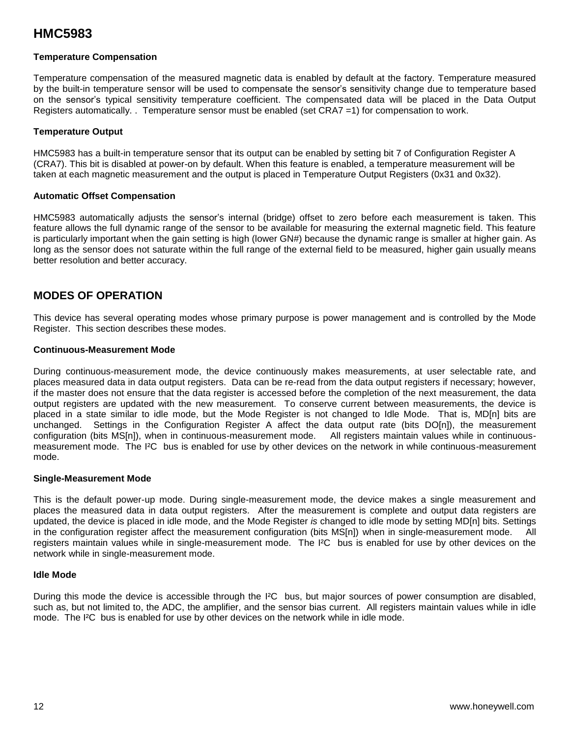### Temperature Compensation

Temperature compensation of the measured magnetic data is enabled by default at the factory. Temperature measured by the built-in temperature sensor will be used to compensate the sensor's sensitivity change due to temperature based on the sensor's typical sensitivity temperature coefficient. The compensated data will be placed in the Data Output Registers automatically. . Temperature sensor must be enabled (set CRA7 =1) for compensation to work.

### Temperature Output

HMC5983 has a built-in temperature sensor that its output can be enabled by setting bit 7 of Configuration Register A (CRA7). This bit is disabled at power-on by default. When this feature is enabled, a temperature measurement will be taken at each magnetic measurement and the output is placed in Temperature Output Registers (0x31 and 0x32).

### Automatic Offset Compensation

HMC5983 automatically adjusts the sensor's internal (bridge) offset to zero before each measurement is taken. This feature allows the full dynamic range of the sensor to be available for measuring the external magnetic field. This feature is particularly important when the gain setting is high (lower GN#) because the dynamic range is smaller at higher gain. As long as the sensor does not saturate within the full range of the external field to be measured, higher gain usually means better resolution and better accuracy.

## MODES OF OPERATION

This device has several operating modes whose primary purpose is power management and is controlled by the Mode Register. This section describes these modes.

### Continuous-Measurement Mode

During continuous-measurement mode, the device continuously makes measurements, at user selectable rate, and places measured data in data output registers. Data can be re-read from the data output registers if necessary; however, if the master does not ensure that the data register is accessed before the completion of the next measurement, the data output registers are updated with the new measurement. To conserve current between measurements, the device is placed in a state similar to idle mode, but the Mode Register is not changed to Idle Mode. That is, MD[n] bits are unchanged. Settings in the Configuration Register A affect the data output rate (bits DO[n]), the measurement configuration (bits MS[n]), when in continuous-measurement mode. All registers maintain values while in continuous-measurement mode. The I²C bus is enabled for use by other devices on the network in while continuous-measurement mode.

### Single-Measurement Mode

This is the default power-up mode. During single-measurement mode, the device makes a single measurement and places the measured data in data output registers. After the measurement is complete and output data registers are updated, the device is placed in idle mode, and the Mode Register *is* changed to idle mode by setting MD[n] bits. Settings in the configuration register affect the measurement configuration (bits MS[n]) when in single-measurement mode. All registers maintain values while in single-measurement mode. The I²C bus is enabled for use by other devices on the network while in single-measurement mode.

### Idle Mode

During this mode the device is accessible through the I²C bus, but major sources of power consumption are disabled, such as, but not limited to, the ADC, the amplifier, and the sensor bias current. All registers maintain values while in idle mode. The I²C bus is enabled for use by other devices on the network while in idle mode.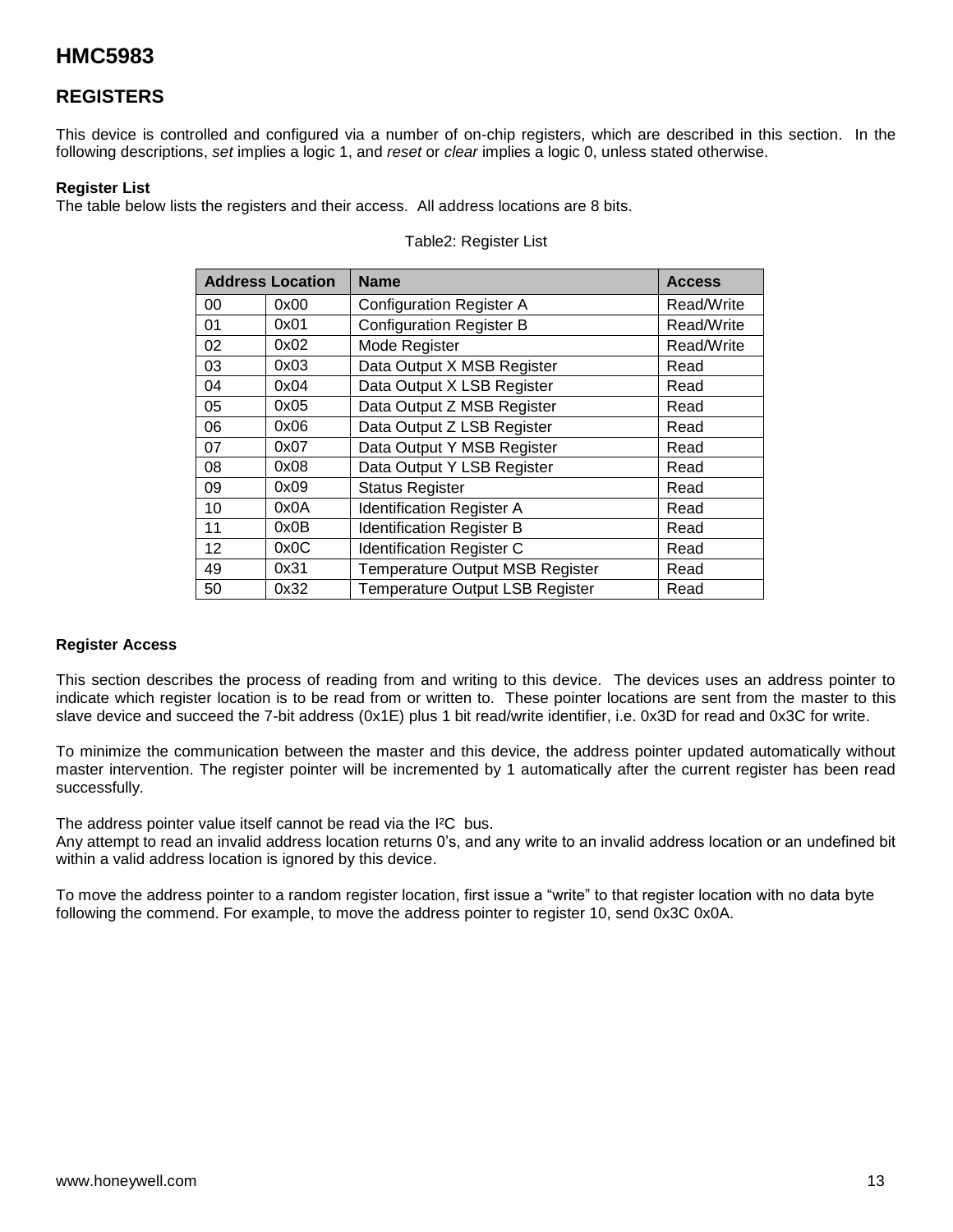# HMC5983

## REGISTERS

This device is controlled and configured via a number of on-chip registers, which are described in this section. In the following descriptions, *set* implies a logic 1, and *reset* or *clear* implies a logic 0, unless stated otherwise.

**Register List**

The table below lists the registers and their access. All address locations are 8 bits.

Table2: Register List

| Address Location | | Name | Access |
|---|---|---|---|
| 00 | 0x00 | Configuration Register A | Read/Write |
| 01 | 0x01 | Configuration Register B | Read/Write |
| 02 | 0x02 | Mode Register | Read/Write |
| 03 | 0x03 | Data Output X MSB Register | Read |
| 04 | 0x04 | Data Output X LSB Register | Read |
| 05 | 0x05 | Data Output Z MSB Register | Read |
| 06 | 0x06 | Data Output Z LSB Register | Read |
| 07 | 0x07 | Data Output Y MSB Register | Read |
| 08 | 0x08 | Data Output Y LSB Register | Read |
| 09 | 0x09 | Status Register | Read |
| 10 | 0x0A | Identification Register A | Read |
| 11 | 0x0B | Identification Register B | Read |
| 12 | 0x0C | Identification Register C | Read |
| 49 | 0x31 | Temperature Output MSB Register | Read |
| 50 | 0x32 | Temperature Output LSB Register | Read |

**Register Access**

This section describes the process of reading from and writing to this device. The devices uses an address pointer to indicate which register location is to be read from or written to. These pointer locations are sent from the master to this slave device and succeed the 7-bit address (0x1E) plus 1 bit read/write identifier, i.e. 0x3D for read and 0x3C for write.

To minimize the communication between the master and this device, the address pointer updated automatically without master intervention. The register pointer will be incremented by 1 automatically after the current register has been read successfully.

The address pointer value itself cannot be read via the I²C bus.
Any attempt to read an invalid address location returns 0's, and any write to an invalid address location or an undefined bit within a valid address location is ignored by this device.

To move the address pointer to a random register location, first issue a "write" to that register location with no data byte following the commend. For example, to move the address pointer to register 10, send 0x3C 0x0A.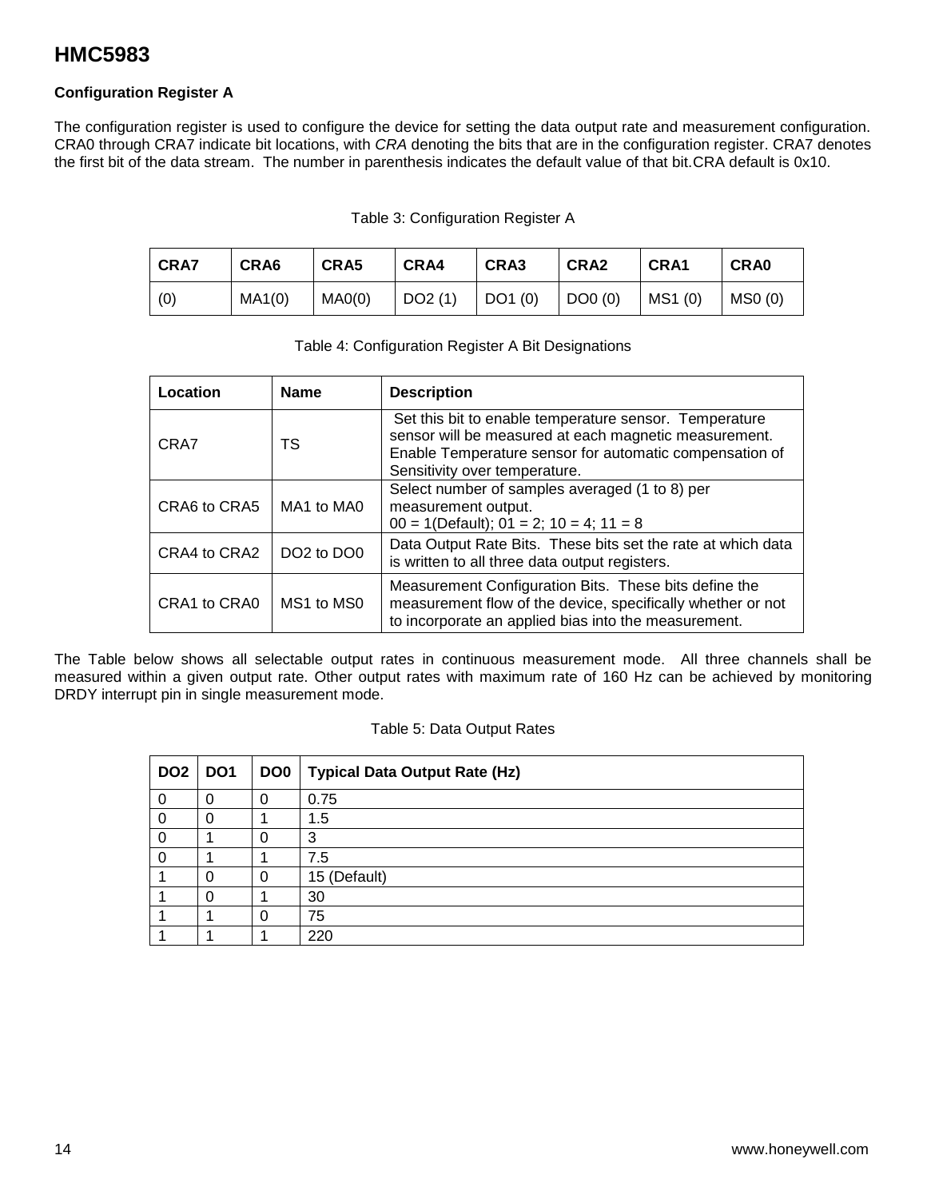## Configuration Register A

The configuration register is used to configure the device for setting the data output rate and measurement configuration. CRA0 through CRA7 indicate bit locations, with *CRA* denoting the bits that are in the configuration register. CRA7 denotes the first bit of the data stream. The number in parenthesis indicates the default value of that bit.CRA default is 0x10.

Table 3: Configuration Register A

| CRA7 | CRA6 | CRA5 | CRA4 | CRA3 | CRA2 | CRA1 | CRA0 |
|---|---|---|---|---|---|---|---|
| (0) | MA1(0) | MA0(0) | DO2 (1) | DO1 (0) | DO0 (0) | MS1 (0) | MS0 (0) |

Table 4: Configuration Register A Bit Designations

| Location | Name | Description |
|---|---|---|
| CRA7 | TS | Set this bit to enable temperature sensor. Temperature sensor will be measured at each magnetic measurement. Enable Temperature sensor for automatic compensation of Sensitivity over temperature. |
| CRA6 to CRA5 | MA1 to MA0 | Select number of samples averaged (1 to 8) per measurement output. 00 = 1(Default); 01 = 2; 10 = 4; 11 = 8 |
| CRA4 to CRA2 | DO2 to DO0 | Data Output Rate Bits. These bits set the rate at which data is written to all three data output registers. |
| CRA1 to CRA0 | MS1 to MS0 | Measurement Configuration Bits. These bits define the measurement flow of the device, specifically whether or not to incorporate an applied bias into the measurement. |

The Table below shows all selectable output rates in continuous measurement mode. All three channels shall be measured within a given output rate. Other output rates with maximum rate of 160 Hz can be achieved by monitoring DRDY interrupt pin in single measurement mode.

Table 5: Data Output Rates

| DO2 | DO1 | DO0 | Typical Data Output Rate (Hz) |
|---|---|---|---|
| 0 | 0 | 0 | 0.75 |
| 0 | 0 | 1 | 1.5 |
| 0 | 1 | 0 | 3 |
| 0 | 1 | 1 | 7.5 |
| 1 | 0 | 0 | 15 (Default) |
| 1 | 0 | 1 | 30 |
| 1 | 1 | 0 | 75 |
| 1 | 1 | 1 | 220 |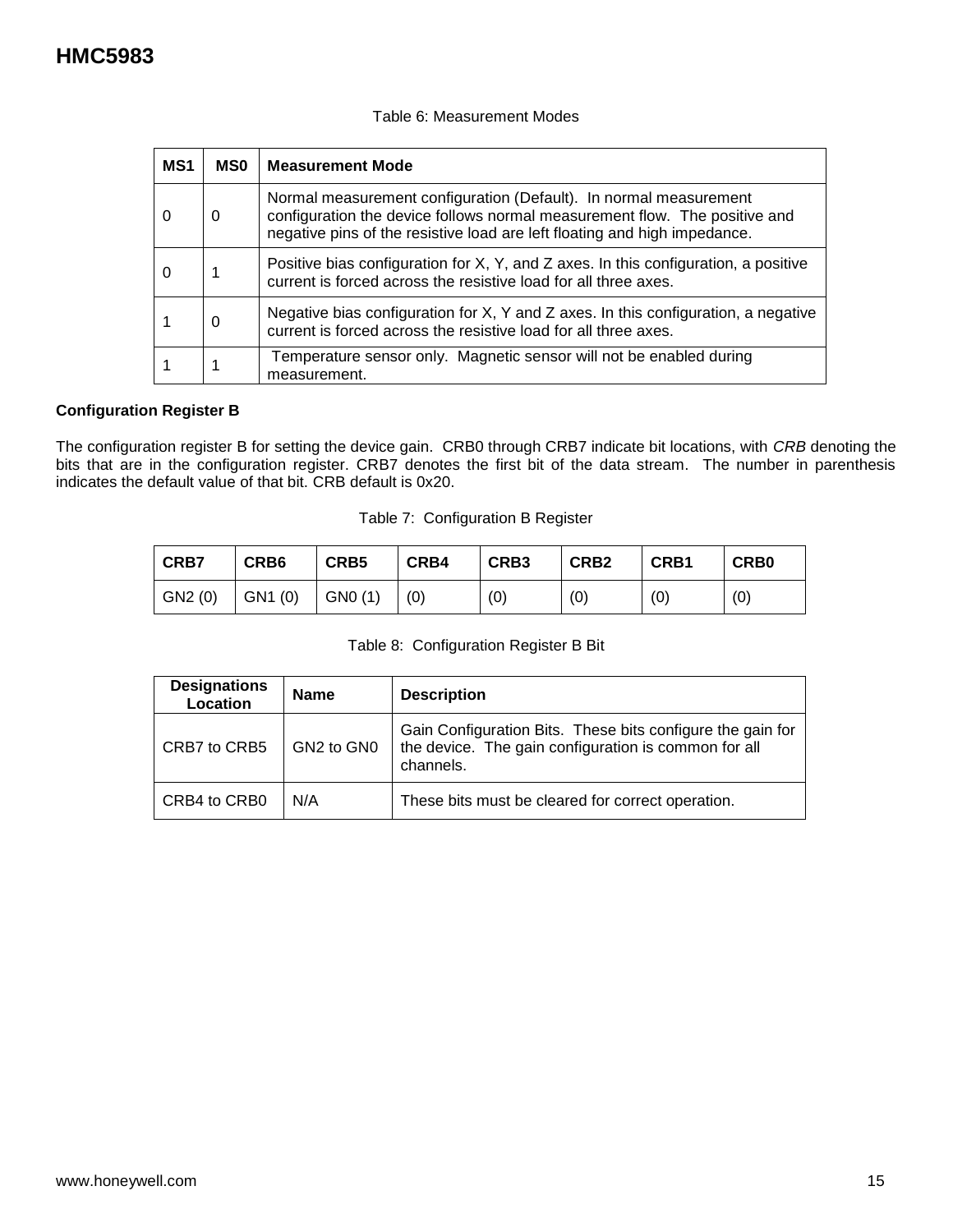Table 6: Measurement Modes

| MS1 | MS0 | Measurement Mode |
|---|---|---|
| 0 | 0 | Normal measurement configuration (Default). In normal measurement configuration the device follows normal measurement flow. The positive and negative pins of the resistive load are left floating and high impedance. |
| 0 | 1 | Positive bias configuration for X, Y, and Z axes. In this configuration, a positive current is forced across the resistive load for all three axes. |
| 1 | 0 | Negative bias configuration for X, Y and Z axes. In this configuration, a negative current is forced across the resistive load for all three axes. |
| 1 | 1 | Temperature sensor only. Magnetic sensor will not be enabled during measurement. |

**Configuration Register B**

The configuration register B for setting the device gain. CRB0 through CRB7 indicate bit locations, with *CRB* denoting the bits that are in the configuration register. CRB7 denotes the first bit of the data stream. The number in parenthesis indicates the default value of that bit. CRB default is 0x20.

Table 7: Configuration B Register

| CRB7 | CRB6 | CRB5 | CRB4 | CRB3 | CRB2 | CRB1 | CRB0 |
|---|---|---|---|---|---|---|---|
| GN2 (0) | GN1 (0) | GN0 (1) | (0) | (0) | (0) | (0) | (0) |

Table 8: Configuration Register B Bit

| Designations Location | Name | Description |
|---|---|---|
| CRB7 to CRB5 | GN2 to GN0 | Gain Configuration Bits. These bits configure the gain for the device. The gain configuration is common for all channels. |
| CRB4 to CRB0 | N/A | These bits must be cleared for correct operation. |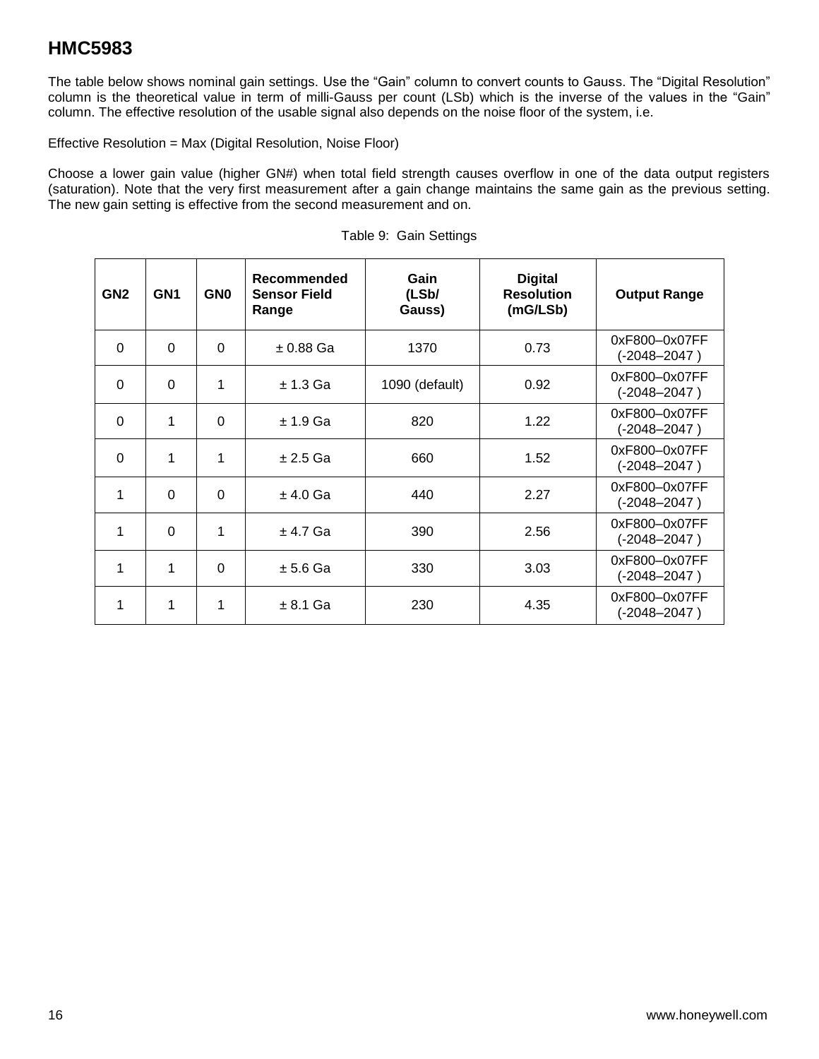# HMC5983

The table below shows nominal gain settings. Use the “Gain” column to convert counts to Gauss. The “Digital Resolution” column is the theoretical value in term of milli-Gauss per count (LSb) which is the inverse of the values in the “Gain” column. The effective resolution of the usable signal also depends on the noise floor of the system, i.e.

Effective Resolution = Max (Digital Resolution, Noise Floor)

Choose a lower gain value (higher GN#) when total field strength causes overflow in one of the data output registers (saturation). Note that the very first measurement after a gain change maintains the same gain as the previous setting. The new gain setting is effective from the second measurement and on.

Table 9: Gain Settings

| GN2 | GN1 | GN0 | Recommended Sensor Field Range | Gain (LSb/ Gauss) | Digital Resolution (mG/LSb) | Output Range |
|---|---|---|---|---|---|---|
| 0 | 0 | 0 | ± 0.88 Ga | 1370 | 0.73 | 0xF800–0x07FF (-2048–2047 ) |
| 0 | 0 | 1 | ± 1.3 Ga | 1090 (default) | 0.92 | 0xF800–0x07FF (-2048–2047 ) |
| 0 | 1 | 0 | ± 1.9 Ga | 820 | 1.22 | 0xF800–0x07FF (-2048–2047 ) |
| 0 | 1 | 1 | ± 2.5 Ga | 660 | 1.52 | 0xF800–0x07FF (-2048–2047 ) |
| 1 | 0 | 0 | ± 4.0 Ga | 440 | 2.27 | 0xF800–0x07FF (-2048–2047 ) |
| 1 | 0 | 1 | ± 4.7 Ga | 390 | 2.56 | 0xF800–0x07FF (-2048–2047 ) |
| 1 | 1 | 0 | ± 5.6 Ga | 330 | 3.03 | 0xF800–0x07FF (-2048–2047 ) |
| 1 | 1 | 1 | ± 8.1 Ga | 230 | 4.35 | 0xF800–0x07FF (-2048–2047 ) |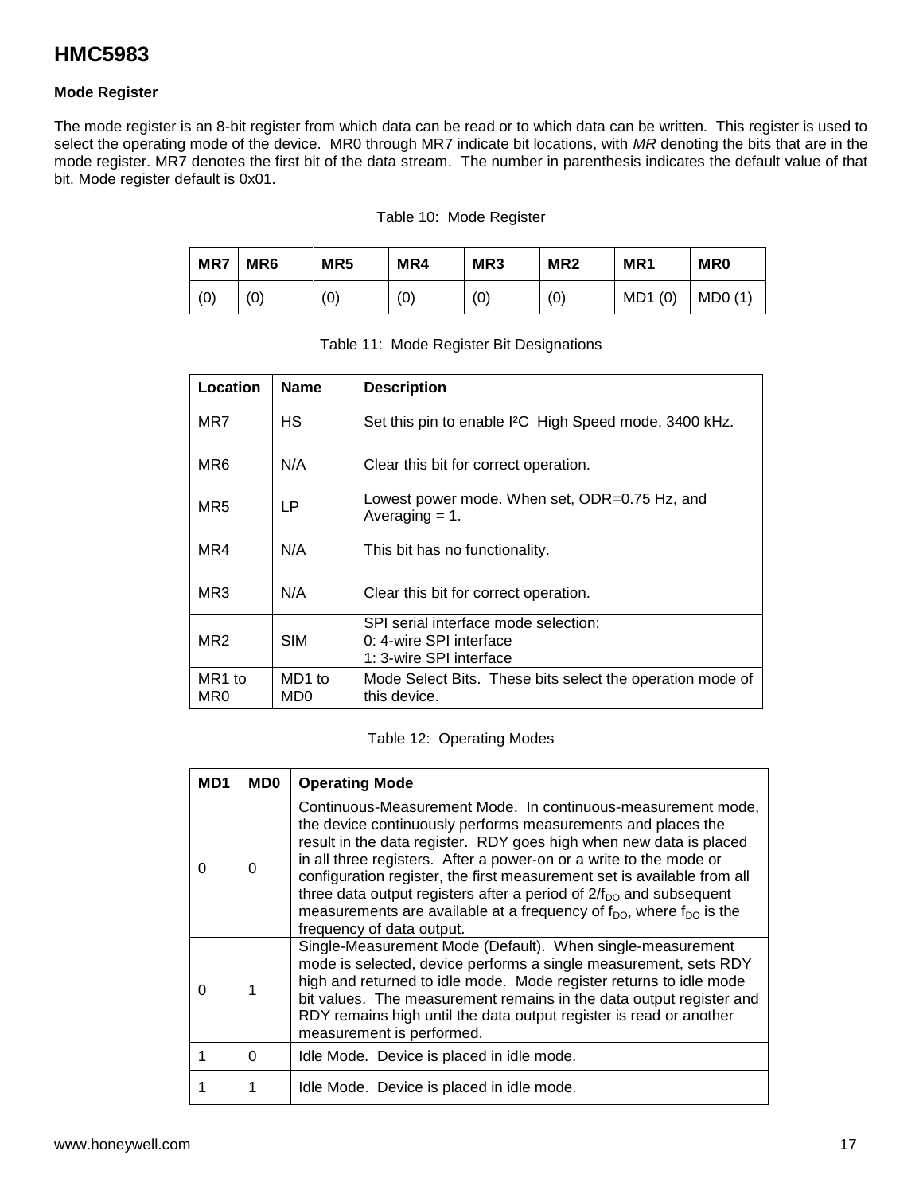## Mode Register

The mode register is an 8-bit register from which data can be read or to which data can be written. This register is used to select the operating mode of the device. MR0 through MR7 indicate bit locations, with *MR* denoting the bits that are in the mode register. MR7 denotes the first bit of the data stream. The number in parenthesis indicates the default value of that bit. Mode register default is 0x01.

Table 10: Mode Register

| MR7 | MR6 | MR5 | MR4 | MR3 | MR2 | MR1 | MR0 |
|---|---|---|---|---|---|---|---|
| (0) | (0) | (0) | (0) | (0) | (0) | MD1 (0) | MD0 (1) |

Table 11: Mode Register Bit Designations

| Location | Name | Description |
|---|---|---|
| MR7 | HS | Set this pin to enable I²C High Speed mode, 3400 kHz. |
| MR6 | N/A | Clear this bit for correct operation. |
| MR5 | LP | Lowest power mode. When set, ODR=0.75 Hz, and Averaging = 1. |
| MR4 | N/A | This bit has no functionality. |
| MR3 | N/A | Clear this bit for correct operation. |
| MR2 | SIM | SPI serial interface mode selection:<br>0: 4-wire SPI interface<br>1: 3-wire SPI interface |
| MR1 to MR0 | MD1 to MD0 | Mode Select Bits. These bits select the operation mode of this device. |

Table 12: Operating Modes

| MD1 | MD0 | Operating Mode |
|---|---|---|
| 0 | 0 | Continuous-Measurement Mode. In continuous-measurement mode, the device continuously performs measurements and places the result in the data register. RDY goes high when new data is placed in all three registers. After a power-on or a write to the mode or configuration register, the first measurement set is available from all three data output registers after a period of $2/f_{DO}$ and subsequent measurements are available at a frequency of $f_{DO}$, where $f_{DO}$ is the frequency of data output. |
| 0 | 1 | Single-Measurement Mode (Default). When single-measurement mode is selected, device performs a single measurement, sets RDY high and returned to idle mode. Mode register returns to idle mode bit values. The measurement remains in the data output register and RDY remains high until the data output register is read or another measurement is performed. |
| 1 | 0 | Idle Mode. Device is placed in idle mode. |
| 1 | 1 | Idle Mode. Device is placed in idle mode. |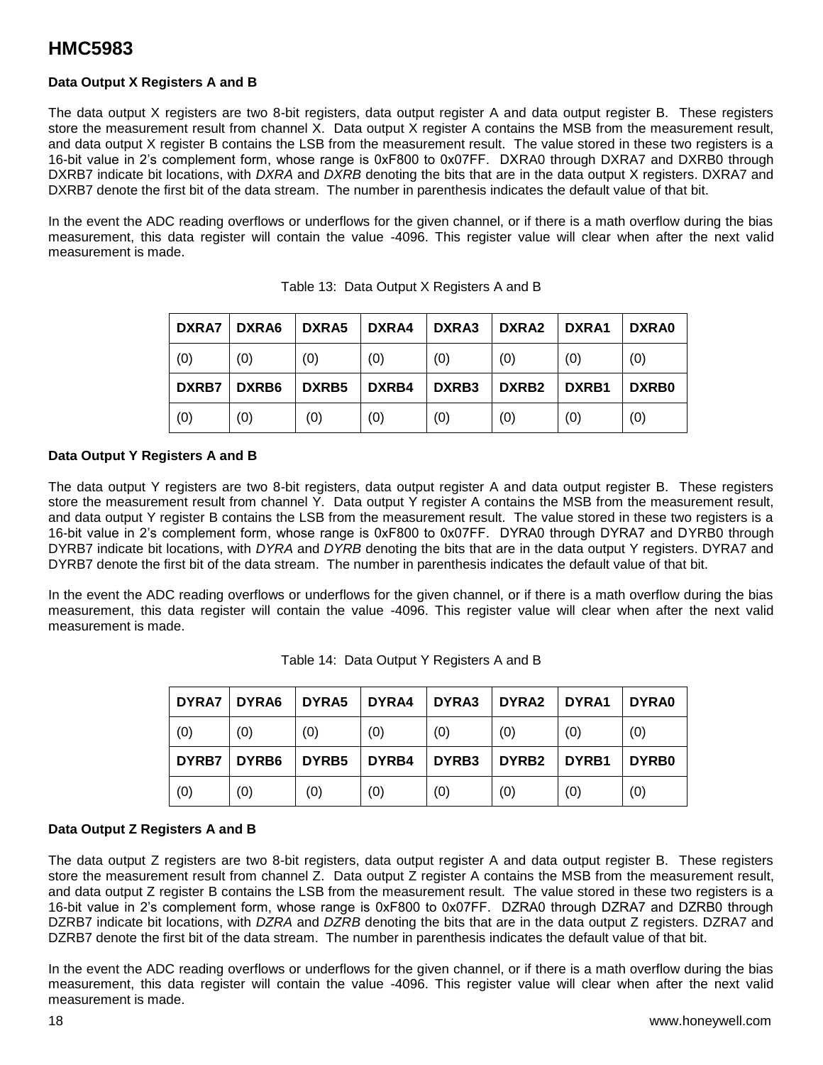### Data Output X Registers A and B

The data output X registers are two 8-bit registers, data output register A and data output register B. These registers store the measurement result from channel X. Data output X register A contains the MSB from the measurement result, and data output X register B contains the LSB from the measurement result. The value stored in these two registers is a 16-bit value in 2's complement form, whose range is 0xF800 to 0x07FF. DXRA0 through DXRA7 and DXRB0 through DXRB7 indicate bit locations, with *DXRA* and *DXRB* denoting the bits that are in the data output X registers. DXRA7 and DXRB7 denote the first bit of the data stream. The number in parenthesis indicates the default value of that bit.

In the event the ADC reading overflows or underflows for the given channel, or if there is a math overflow during the bias measurement, this data register will contain the value -4096. This register value will clear when after the next valid measurement is made.

Table 13: Data Output X Registers A and B

| DXRA7 | DXRA6 | DXRA5 | DXRA4 | DXRA3 | DXRA2 | DXRA1 | DXRA0 |
|---|---|---|---|---|---|---|---|
| (0) | (0) | (0) | (0) | (0) | (0) | (0) | (0) |
| **DXRB7** | **DXRB6** | **DXRB5** | **DXRB4** | **DXRB3** | **DXRB2** | **DXRB1** | **DXRB0** |
| (0) | (0) | (0) | (0) | (0) | (0) | (0) | (0) |

### Data Output Y Registers A and B

The data output Y registers are two 8-bit registers, data output register A and data output register B. These registers store the measurement result from channel Y. Data output Y register A contains the MSB from the measurement result, and data output Y register B contains the LSB from the measurement result. The value stored in these two registers is a 16-bit value in 2's complement form, whose range is 0xF800 to 0x07FF. DYRA0 through DYRA7 and DYRB0 through DYRB7 indicate bit locations, with *DYRA* and *DYRB* denoting the bits that are in the data output Y registers. DYRA7 and DYRB7 denote the first bit of the data stream. The number in parenthesis indicates the default value of that bit.

In the event the ADC reading overflows or underflows for the given channel, or if there is a math overflow during the bias measurement, this data register will contain the value -4096. This register value will clear when after the next valid measurement is made.

Table 14: Data Output Y Registers A and B

| DYRA7 | DYRA6 | DYRA5 | DYRA4 | DYRA3 | DYRA2 | DYRA1 | DYRA0 |
|---|---|---|---|---|---|---|---|
| (0) | (0) | (0) | (0) | (0) | (0) | (0) | (0) |
| **DYRB7** | **DYRB6** | **DYRB5** | **DYRB4** | **DYRB3** | **DYRB2** | **DYRB1** | **DYRB0** |
| (0) | (0) | (0) | (0) | (0) | (0) | (0) | (0) |

### Data Output Z Registers A and B

The data output Z registers are two 8-bit registers, data output register A and data output register B. These registers store the measurement result from channel Z. Data output Z register A contains the MSB from the measurement result, and data output Z register B contains the LSB from the measurement result. The value stored in these two registers is a 16-bit value in 2's complement form, whose range is 0xF800 to 0x07FF. DZRA0 through DZRA7 and DZRB0 through DZRB7 indicate bit locations, with *DZRA* and *DZRB* denoting the bits that are in the data output Z registers. DZRA7 and DZRB7 denote the first bit of the data stream. The number in parenthesis indicates the default value of that bit.

In the event the ADC reading overflows or underflows for the given channel, or if there is a math overflow during the bias measurement, this data register will contain the value -4096. This register value will clear when after the next valid measurement is made.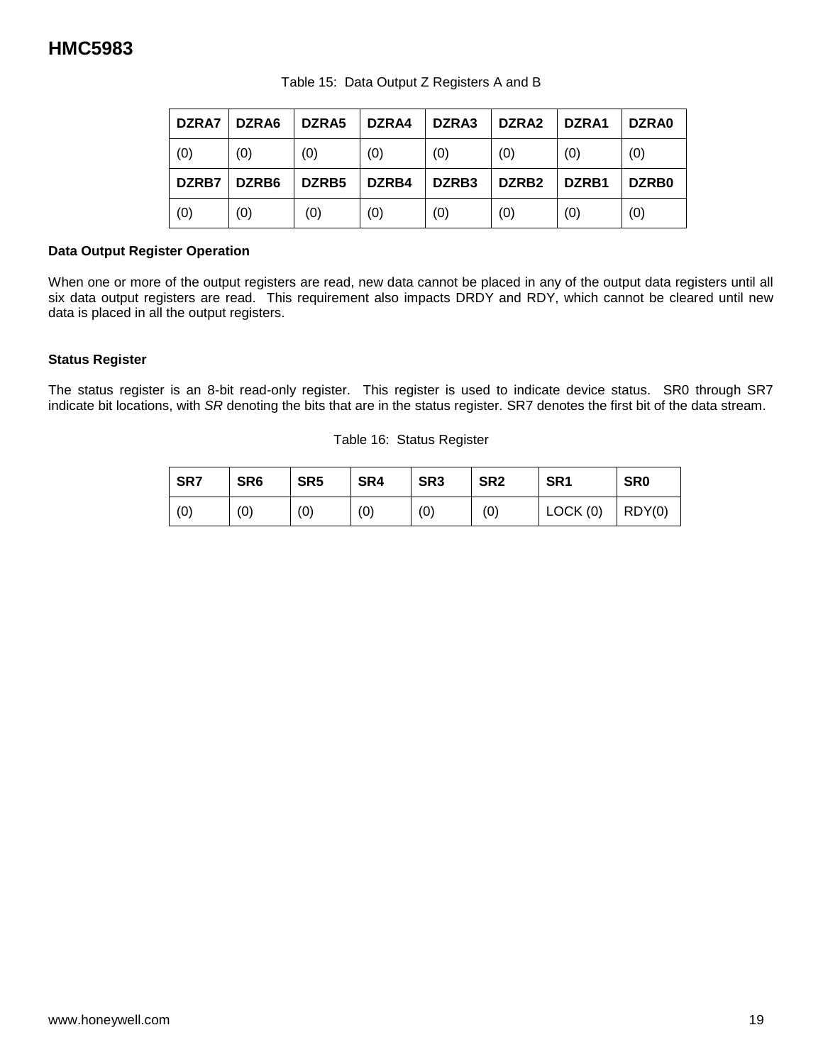Table 15: Data Output Z Registers A and B

| DZRA7 | DZRA6 | DZRA5 | DZRA4 | DZRA3 | DZRA2 | DZRA1 | DZRA0 |
|---|---|---|---|---|---|---|---|
| (0) | (0) | (0) | (0) | (0) | (0) | (0) | (0) |
| **DZRB7** | **DZRB6** | **DZRB5** | **DZRB4** | **DZRB3** | **DZRB2** | **DZRB1** | **DZRB0** |
| (0) | (0) | (0) | (0) | (0) | (0) | (0) | (0) |

**Data Output Register Operation**

When one or more of the output registers are read, new data cannot be placed in any of the output data registers until all six data output registers are read. This requirement also impacts DRDY and RDY, which cannot be cleared until new data is placed in all the output registers.

**Status Register**

The status register is an 8-bit read-only register. This register is used to indicate device status. SR0 through SR7 indicate bit locations, with *SR* denoting the bits that are in the status register. SR7 denotes the first bit of the data stream.

Table 16: Status Register

| SR7 | SR6 | SR5 | SR4 | SR3 | SR2 | SR1 | SR0 |
|---|---|---|---|---|---|---|---|
| (0) | (0) | (0) | (0) | (0) | (0) | LOCK (0) | RDY(0) |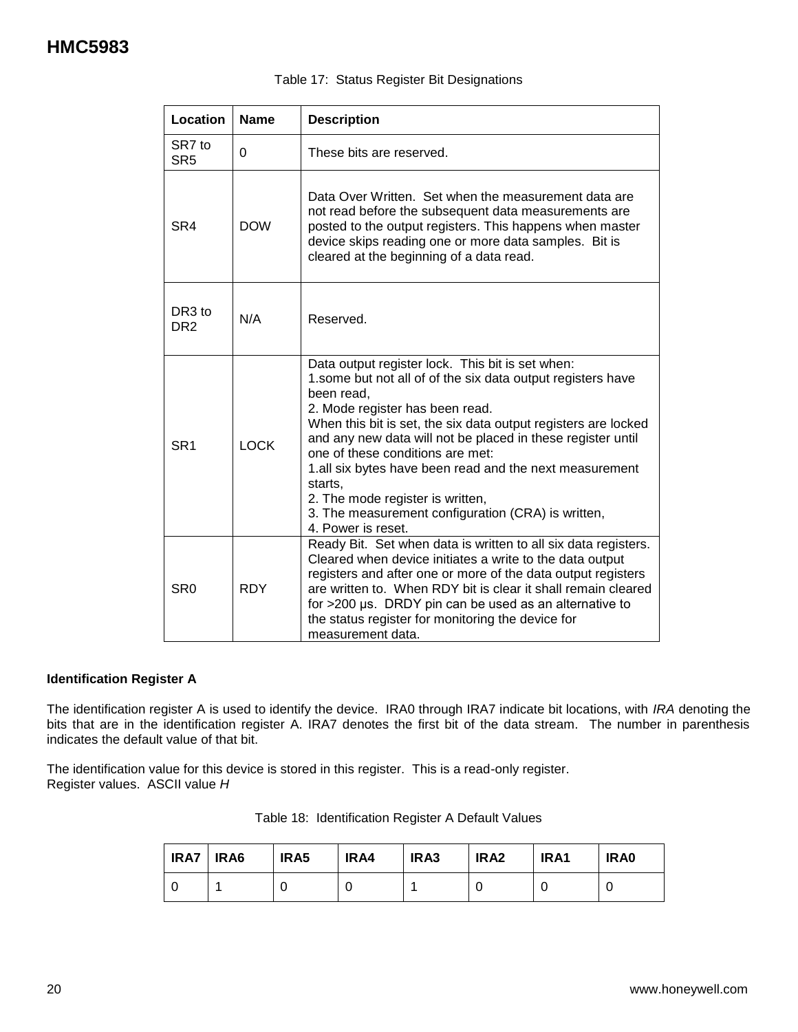Table 17: Status Register Bit Designations

| Location | Name | Description |
|---|---|---|
| SR7 to SR5 | 0 | These bits are reserved. |
| SR4 | DOW | Data Over Written. Set when the measurement data are not read before the subsequent data measurements are posted to the output registers. This happens when master device skips reading one or more data samples. Bit is cleared at the beginning of a data read. |
| DR3 to DR2 | N/A | Reserved. |
| SR1 | LOCK | Data output register lock. This bit is set when:<br>1.some but not all of of the six data output registers have been read,<br>2. Mode register has been read.<br>When this bit is set, the six data output registers are locked and any new data will not be placed in these register until one of these conditions are met:<br>1.all six bytes have been read and the next measurement starts,<br>2. The mode register is written,<br>3. The measurement configuration (CRA) is written,<br>4. Power is reset. |
| SR0 | RDY | Ready Bit. Set when data is written to all six data registers. Cleared when device initiates a write to the data output registers and after one or more of the data output registers are written to. When RDY bit is clear it shall remain cleared for >200 µs. DRDY pin can be used as an alternative to the status register for monitoring the device for measurement data. |

**Identification Register A**

The identification register A is used to identify the device. IRA0 through IRA7 indicate bit locations, with *IRA* denoting the bits that are in the identification register A. IRA7 denotes the first bit of the data stream. The number in parenthesis indicates the default value of that bit.

The identification value for this device is stored in this register. This is a read-only register.
Register values. ASCII value *H*

Table 18: Identification Register A Default Values

| IRA7 | IRA6 | IRA5 | IRA4 | IRA3 | IRA2 | IRA1 | IRA0 |
|---|---|---|---|---|---|---|---|
| 0 | 1 | 0 | 0 | 1 | 0 | 0 | 0 |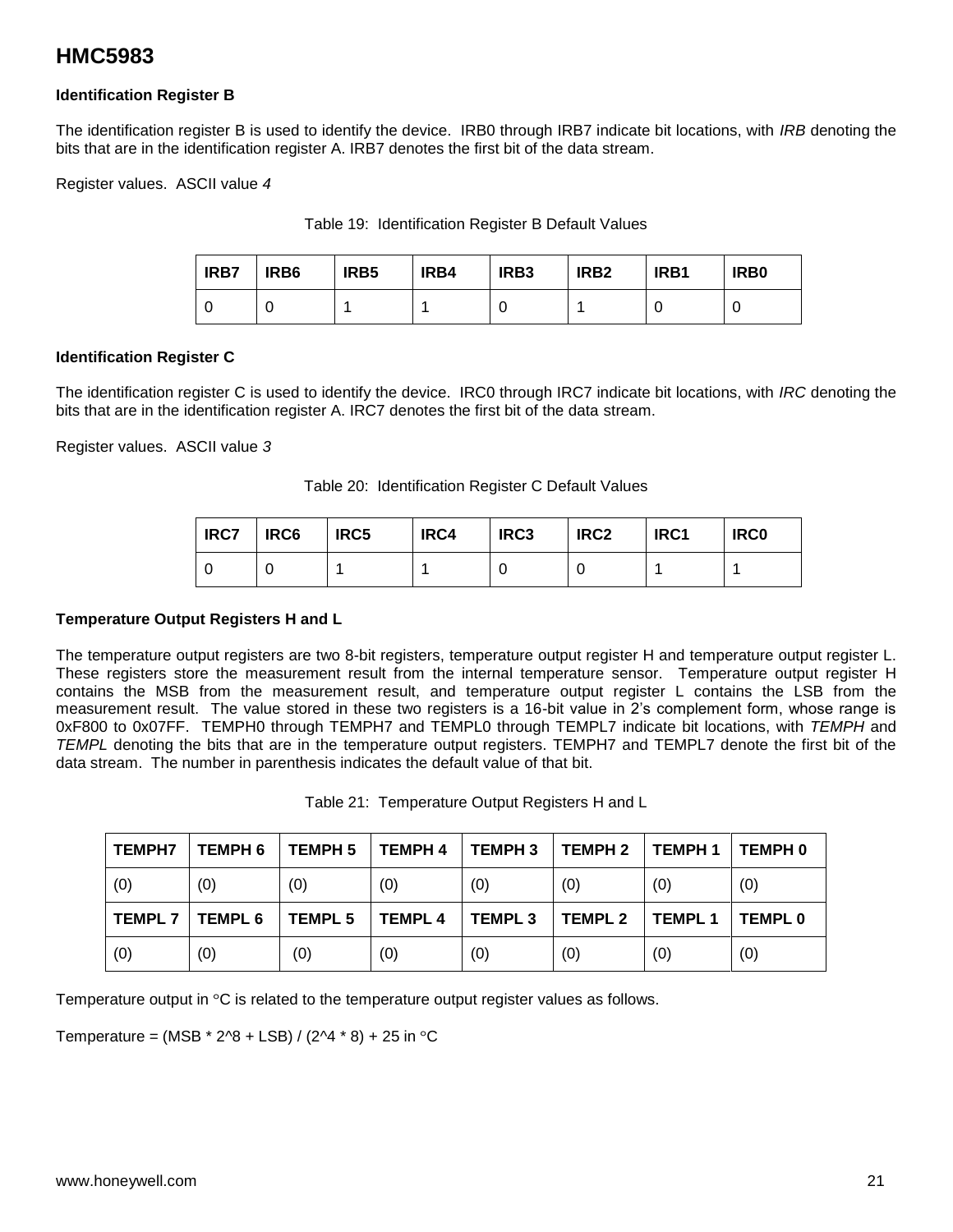### Identification Register B

The identification register B is used to identify the device. IRB0 through IRB7 indicate bit locations, with *IRB* denoting the bits that are in the identification register A. IRB7 denotes the first bit of the data stream.

Register values. ASCII value *4*

Table 19: Identification Register B Default Values

| IRB7 | IRB6 | IRB5 | IRB4 | IRB3 | IRB2 | IRB1 | IRB0 |
|---|---|---|---|---|---|---|---|
| 0 | 0 | 1 | 1 | 0 | 1 | 0 | 0 |

### Identification Register C

The identification register C is used to identify the device. IRC0 through IRC7 indicate bit locations, with *IRC* denoting the bits that are in the identification register A. IRC7 denotes the first bit of the data stream.

Register values. ASCII value *3*

Table 20: Identification Register C Default Values

| IRC7 | IRC6 | IRC5 | IRC4 | IRC3 | IRC2 | IRC1 | IRC0 |
|---|---|---|---|---|---|---|---|
| 0 | 0 | 1 | 1 | 0 | 0 | 1 | 1 |

### Temperature Output Registers H and L

The temperature output registers are two 8-bit registers, temperature output register H and temperature output register L. These registers store the measurement result from the internal temperature sensor. Temperature output register H contains the MSB from the measurement result, and temperature output register L contains the LSB from the measurement result. The value stored in these two registers is a 16-bit value in 2's complement form, whose range is 0xF800 to 0x07FF. TEMPH0 through TEMPH7 and TEMPL0 through TEMPL7 indicate bit locations, with *TEMPH* and *TEMPL* denoting the bits that are in the temperature output registers. TEMPH7 and TEMPL7 denote the first bit of the data stream. The number in parenthesis indicates the default value of that bit.

Table 21: Temperature Output Registers H and L

| TEMPH7 | TEMPH 6 | TEMPH 5 | TEMPH 4 | TEMPH 3 | TEMPH 2 | TEMPH 1 | TEMPH 0 |
|---|---|---|---|---|---|---|---|
| (0) | (0) | (0) | (0) | (0) | (0) | (0) | (0) |
| **TEMPL 7** | **TEMPL 6** | **TEMPL 5** | **TEMPL 4** | **TEMPL 3** | **TEMPL 2** | **TEMPL 1** | **TEMPL 0** |
| (0) | (0) | (0) | (0) | (0) | (0) | (0) | (0) |

Temperature output in °C is related to the temperature output register values as follows.

Temperature = (MSB * 2^8 + LSB) / (2^4 * 8) + 25 in °C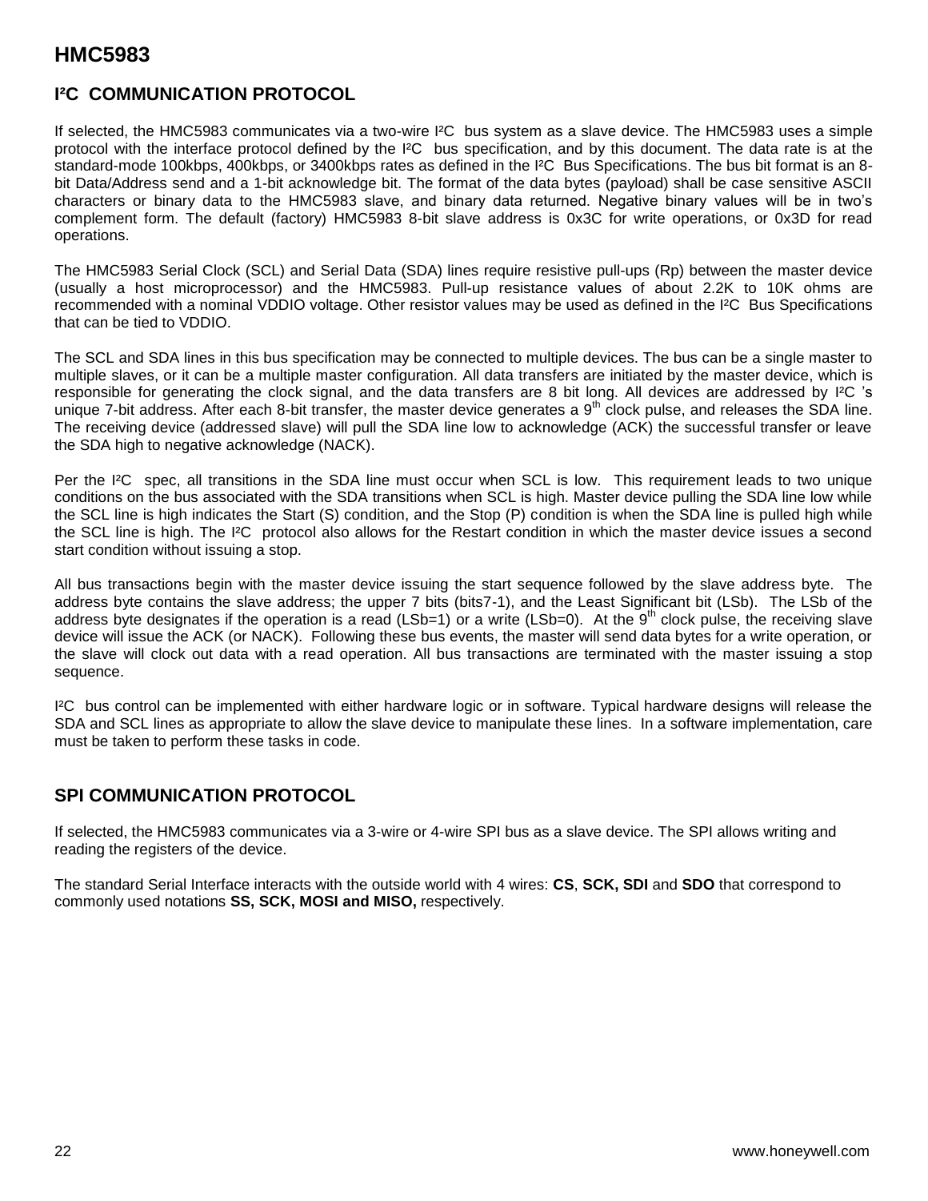## I²C COMMUNICATION PROTOCOL

If selected, the HMC5983 communicates via a two-wire I²C bus system as a slave device. The HMC5983 uses a simple protocol with the interface protocol defined by the I²C bus specification, and by this document. The data rate is at the standard-mode 100kbps, 400kbps, or 3400kbps rates as defined in the I²C Bus Specifications. The bus bit format is an 8-bit Data/Address send and a 1-bit acknowledge bit. The format of the data bytes (payload) shall be case sensitive ASCII characters or binary data to the HMC5983 slave, and binary data returned. Negative binary values will be in two's complement form. The default (factory) HMC5983 8-bit slave address is 0x3C for write operations, or 0x3D for read operations.

The HMC5983 Serial Clock (SCL) and Serial Data (SDA) lines require resistive pull-ups (Rp) between the master device (usually a host microprocessor) and the HMC5983. Pull-up resistance values of about 2.2K to 10K ohms are recommended with a nominal VDDIO voltage. Other resistor values may be used as defined in the I²C Bus Specifications that can be tied to VDDIO.

The SCL and SDA lines in this bus specification may be connected to multiple devices. The bus can be a single master to multiple slaves, or it can be a multiple master configuration. All data transfers are initiated by the master device, which is responsible for generating the clock signal, and the data transfers are 8 bit long. All devices are addressed by I²C 's unique 7-bit address. After each 8-bit transfer, the master device generates a 9th clock pulse, and releases the SDA line. The receiving device (addressed slave) will pull the SDA line low to acknowledge (ACK) the successful transfer or leave the SDA high to negative acknowledge (NACK).

Per the I²C spec, all transitions in the SDA line must occur when SCL is low. This requirement leads to two unique conditions on the bus associated with the SDA transitions when SCL is high. Master device pulling the SDA line low while the SCL line is high indicates the Start (S) condition, and the Stop (P) condition is when the SDA line is pulled high while the SCL line is high. The I²C protocol also allows for the Restart condition in which the master device issues a second start condition without issuing a stop.

All bus transactions begin with the master device issuing the start sequence followed by the slave address byte. The address byte contains the slave address; the upper 7 bits (bits7-1), and the Least Significant bit (LSb). The LSb of the address byte designates if the operation is a read (LSb=1) or a write (LSb=0). At the 9th clock pulse, the receiving slave device will issue the ACK (or NACK). Following these bus events, the master will send data bytes for a write operation, or the slave will clock out data with a read operation. All bus transactions are terminated with the master issuing a stop sequence.

I²C bus control can be implemented with either hardware logic or in software. Typical hardware designs will release the SDA and SCL lines as appropriate to allow the slave device to manipulate these lines. In a software implementation, care must be taken to perform these tasks in code.

## SPI COMMUNICATION PROTOCOL

If selected, the HMC5983 communicates via a 3-wire or 4-wire SPI bus as a slave device. The SPI allows writing and reading the registers of the device.

The standard Serial Interface interacts with the outside world with 4 wires: **CS**, **SCK, SDI** and **SDO** that correspond to commonly used notations **SS, SCK, MOSI and MISO,** respectively.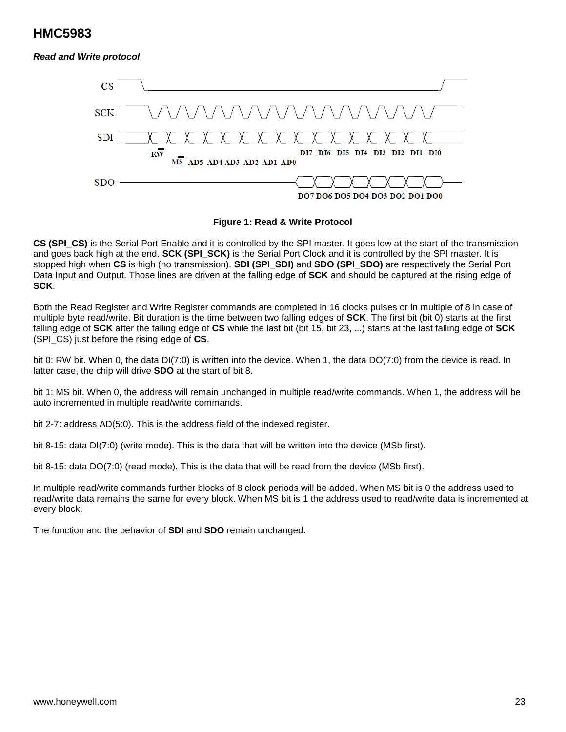# HMC5983

***Read and Write protocol***

**Figure 1: Read & Write Protocol**

**CS (SPI_CS)** is the Serial Port Enable and it is controlled by the SPI master. It goes low at the start of the transmission and goes back high at the end. **SCK (SPI_SCK)** is the Serial Port Clock and it is controlled by the SPI master. It is stopped high when **CS** is high (no transmission). **SDI (SPI_SDI)** and **SDO (SPI_SDO)** are respectively the Serial Port Data Input and Output. Those lines are driven at the falling edge of **SCK** and should be captured at the rising edge of **SCK**.

Both the Read Register and Write Register commands are completed in 16 clocks pulses or in multiple of 8 in case of multiple byte read/write. Bit duration is the time between two falling edges of **SCK**. The first bit (bit 0) starts at the first falling edge of **SCK** after the falling edge of **CS** while the last bit (bit 15, bit 23, ...) starts at the last falling edge of **SCK** (SPI_CS) just before the rising edge of **CS**.

bit 0: RW bit. When 0, the data DI(7:0) is written into the device. When 1, the data DO(7:0) from the device is read. In latter case, the chip will drive **SDO** at the start of bit 8.

bit 1: MS bit. When 0, the address will remain unchanged in multiple read/write commands. When 1, the address will be auto incremented in multiple read/write commands.

bit 2-7: address AD(5:0). This is the address field of the indexed register.

bit 8-15: data DI(7:0) (write mode). This is the data that will be written into the device (MSb first).

bit 8-15: data DO(7:0) (read mode). This is the data that will be read from the device (MSb first).

In multiple read/write commands further blocks of 8 clock periods will be added. When MS bit is 0 the address used to read/write data remains the same for every block. When MS bit is 1 the address used to read/write data is incremented at every block.

The function and the behavior of **SDI** and **SDO** remain unchanged.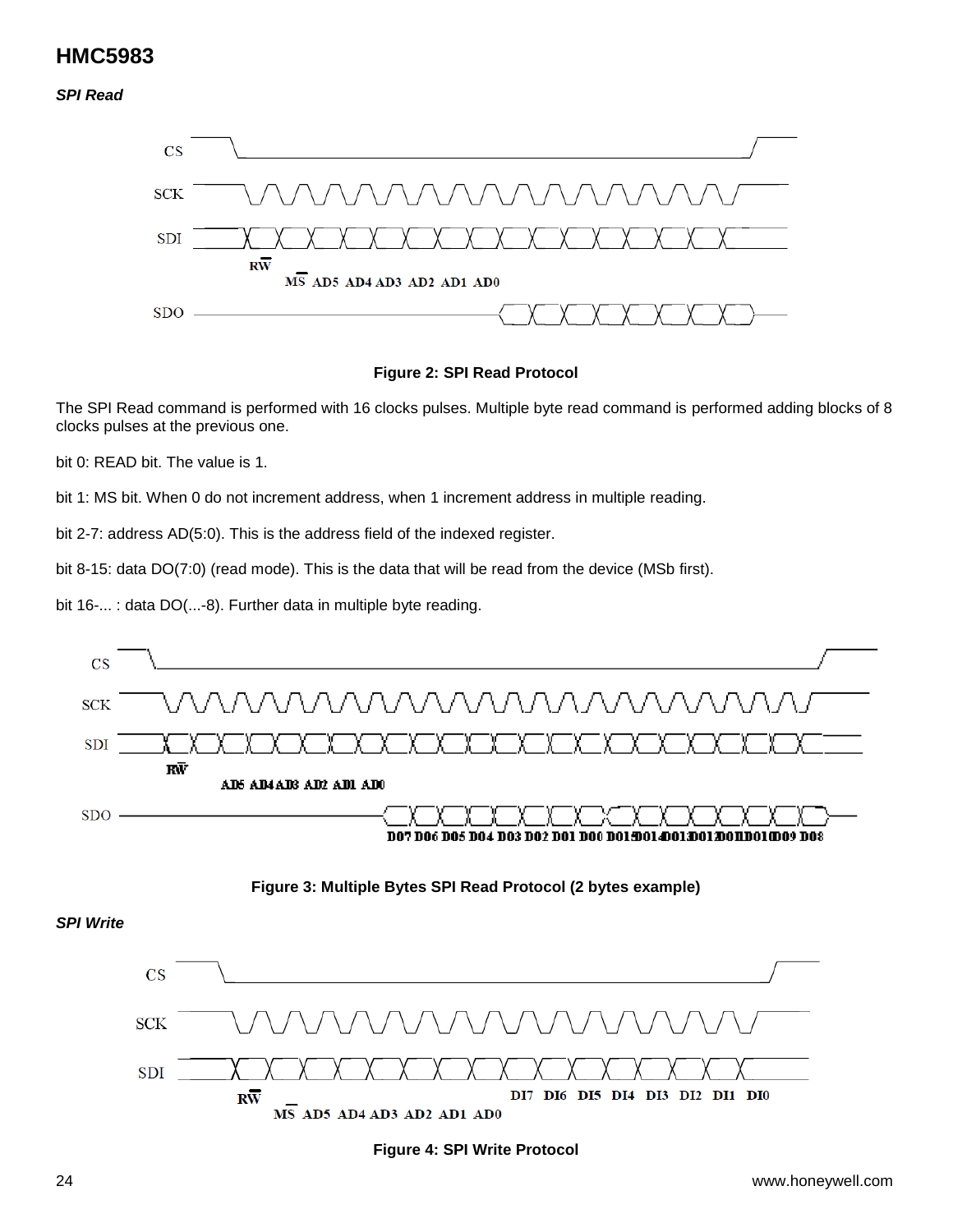## SPI Read

Figure 2: SPI Read Protocol

The SPI Read command is performed with 16 clocks pulses. Multiple byte read command is performed adding blocks of 8 clocks pulses at the previous one.

bit 0: READ bit. The value is 1.

bit 1: MS bit. When 0 do not increment address, when 1 increment address in multiple reading.

bit 2-7: address AD(5:0). This is the address field of the indexed register.

bit 8-15: data DO(7:0) (read mode). This is the data that will be read from the device (MSb first).

bit 16-... : data DO(...-8). Further data in multiple byte reading.

Figure 3: Multiple Bytes SPI Read Protocol (2 bytes example)

## SPI Write

Figure 4: SPI Write Protocol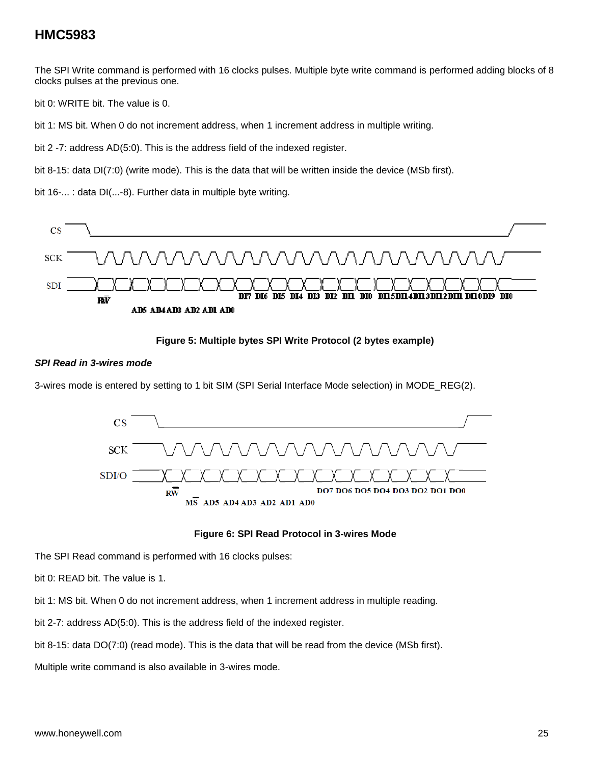The SPI Write command is performed with 16 clocks pulses. Multiple byte write command is performed adding blocks of 8 clocks pulses at the previous one.

bit 0: WRITE bit. The value is 0.

bit 1: MS bit. When 0 do not increment address, when 1 increment address in multiple writing.

bit 2 -7: address AD(5:0). This is the address field of the indexed register.

bit 8-15: data DI(7:0) (write mode). This is the data that will be written inside the device (MSb first).

bit 16-... : data DI(...-8). Further data in multiple byte writing.

**Figure 5: Multiple bytes SPI Write Protocol (2 bytes example)**

***SPI Read in 3-wires mode***

3-wires mode is entered by setting to 1 bit SIM (SPI Serial Interface Mode selection) in MODE_REG(2).

**Figure 6: SPI Read Protocol in 3-wires Mode**

The SPI Read command is performed with 16 clocks pulses:

bit 0: READ bit. The value is 1.

bit 1: MS bit. When 0 do not increment address, when 1 increment address in multiple reading.

bit 2-7: address AD(5:0). This is the address field of the indexed register.

bit 8-15: data DO(7:0) (read mode). This is the data that will be read from the device (MSb first).

Multiple write command is also available in 3-wires mode.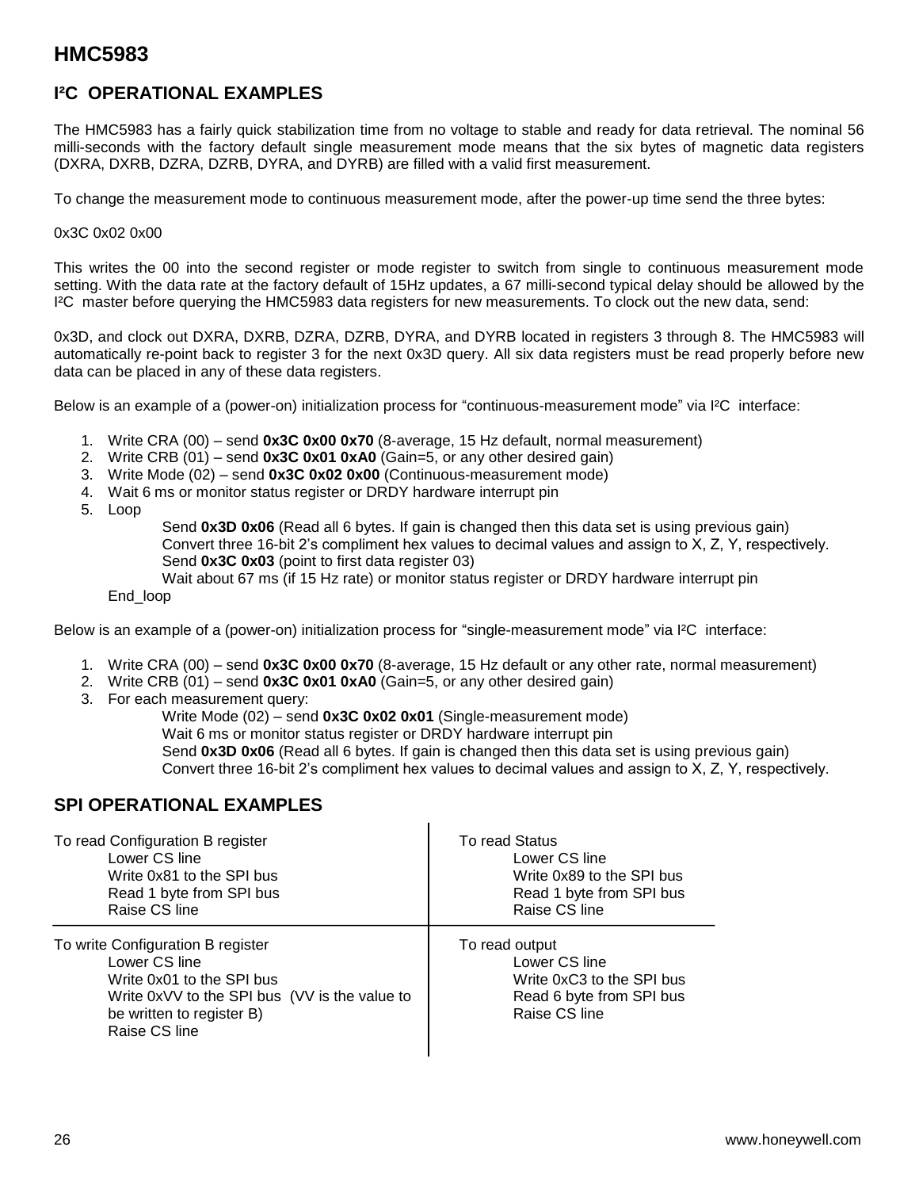# HMC5983

## I²C OPERATIONAL EXAMPLES

The HMC5983 has a fairly quick stabilization time from no voltage to stable and ready for data retrieval. The nominal 56 milli-seconds with the factory default single measurement mode means that the six bytes of magnetic data registers (DXRA, DXRB, DZRA, DZRB, DYRA, and DYRB) are filled with a valid first measurement.

To change the measurement mode to continuous measurement mode, after the power-up time send the three bytes:

0x3C 0x02 0x00

This writes the 00 into the second register or mode register to switch from single to continuous measurement mode setting. With the data rate at the factory default of 15Hz updates, a 67 milli-second typical delay should be allowed by the I²C master before querying the HMC5983 data registers for new measurements. To clock out the new data, send:

0x3D, and clock out DXRA, DXRB, DZRA, DZRB, DYRA, and DYRB located in registers 3 through 8. The HMC5983 will automatically re-point back to register 3 for the next 0x3D query. All six data registers must be read properly before new data can be placed in any of these data registers.

Below is an example of a (power-on) initialization process for "continuous-measurement mode" via I²C interface:

1. Write CRA (00) – send **0x3C 0x00 0x70** (8-average, 15 Hz default, normal measurement)
2. Write CRB (01) – send **0x3C 0x01 0xA0** (Gain=5, or any other desired gain)
3. Write Mode (02) – send **0x3C 0x02 0x00** (Continuous-measurement mode)
4. Wait 6 ms or monitor status register or DRDY hardware interrupt pin
5. Loop
   - Send **0x3D 0x06** (Read all 6 bytes. If gain is changed then this data set is using previous gain)
   - Convert three 16-bit 2's compliment hex values to decimal values and assign to X, Z, Y, respectively.
   - Send **0x3C 0x03** (point to first data register 03)
   - Wait about 67 ms (if 15 Hz rate) or monitor status register or DRDY hardware interrupt pin

   End_loop

Below is an example of a (power-on) initialization process for "single-measurement mode" via I²C interface:

1. Write CRA (00) – send **0x3C 0x00 0x70** (8-average, 15 Hz default or any other rate, normal measurement)
2. Write CRB (01) – send **0x3C 0x01 0xA0** (Gain=5, or any other desired gain)
3. For each measurement query:
   - Write Mode (02) – send **0x3C 0x02 0x01** (Single-measurement mode)
   - Wait 6 ms or monitor status register or DRDY hardware interrupt pin
   - Send **0x3D 0x06** (Read all 6 bytes. If gain is changed then this data set is using previous gain)
   - Convert three 16-bit 2's compliment hex values to decimal values and assign to X, Z, Y, respectively.

## SPI OPERATIONAL EXAMPLES

| | |
|---|---|
| To read Configuration B register<br>Lower CS line<br>Write 0x81 to the SPI bus<br>Read 1 byte from SPI bus<br>Raise CS line | To read Status<br>Lower CS line<br>Write 0x89 to the SPI bus<br>Read 1 byte from SPI bus<br>Raise CS line |
| To write Configuration B register<br>Lower CS line<br>Write 0x01 to the SPI bus<br>Write 0xVV to the SPI bus (VV is the value to be written to register B)<br>Raise CS line | To read output<br>Lower CS line<br>Write 0xC3 to the SPI bus<br>Read 6 byte from SPI bus<br>Raise CS line |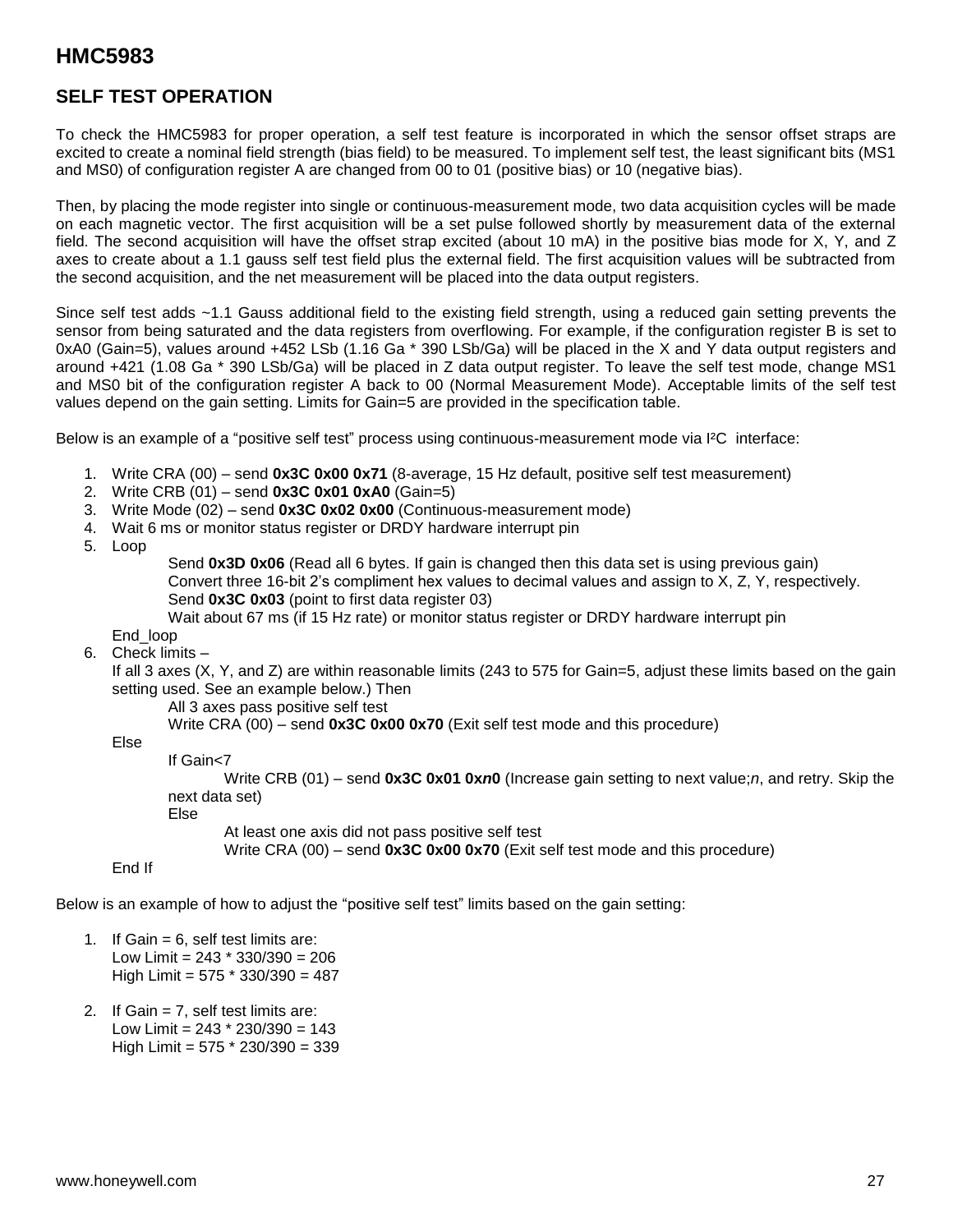# HMC5983

## SELF TEST OPERATION

To check the HMC5983 for proper operation, a self test feature is incorporated in which the sensor offset straps are excited to create a nominal field strength (bias field) to be measured. To implement self test, the least significant bits (MS1 and MS0) of configuration register A are changed from 00 to 01 (positive bias) or 10 (negative bias).

Then, by placing the mode register into single or continuous-measurement mode, two data acquisition cycles will be made on each magnetic vector. The first acquisition will be a set pulse followed shortly by measurement data of the external field. The second acquisition will have the offset strap excited (about 10 mA) in the positive bias mode for X, Y, and Z axes to create about a 1.1 gauss self test field plus the external field. The first acquisition values will be subtracted from the second acquisition, and the net measurement will be placed into the data output registers.

Since self test adds ~1.1 Gauss additional field to the existing field strength, using a reduced gain setting prevents the sensor from being saturated and the data registers from overflowing. For example, if the configuration register B is set to 0xA0 (Gain=5), values around +452 LSb (1.16 Ga * 390 LSb/Ga) will be placed in the X and Y data output registers and around +421 (1.08 Ga * 390 LSb/Ga) will be placed in Z data output register. To leave the self test mode, change MS1 and MS0 bit of the configuration register A back to 00 (Normal Measurement Mode). Acceptable limits of the self test values depend on the gain setting. Limits for Gain=5 are provided in the specification table.

Below is an example of a "positive self test" process using continuous-measurement mode via I²C interface:

1. Write CRA (00) – send **0x3C 0x00 0x71** (8-average, 15 Hz default, positive self test measurement)
2. Write CRB (01) – send **0x3C 0x01 0xA0** (Gain=5)
3. Write Mode (02) – send **0x3C 0x02 0x00** (Continuous-measurement mode)
4. Wait 6 ms or monitor status register or DRDY hardware interrupt pin
5. Loop
   - Send **0x3D 0x06** (Read all 6 bytes. If gain is changed then this data set is using previous gain)
   - Convert three 16-bit 2's compliment hex values to decimal values and assign to X, Z, Y, respectively.
   - Send **0x3C 0x03** (point to first data register 03)
   - Wait about 67 ms (if 15 Hz rate) or monitor status register or DRDY hardware interrupt pin

   End_loop
6. Check limits –

   If all 3 axes (X, Y, and Z) are within reasonable limits (243 to 575 for Gain=5, adjust these limits based on the gain setting used. See an example below.) Then
   - All 3 axes pass positive self test
   - Write CRA (00) – send **0x3C 0x00 0x70** (Exit self test mode and this procedure)

   Else
   - If Gain<7
     - Write CRB (01) – send **0x3C 0x01 0x*n*0** (Increase gain setting to next value;*n*, and retry. Skip the next data set)
   - Else
     - At least one axis did not pass positive self test
     - Write CRA (00) – send **0x3C 0x00 0x70** (Exit self test mode and this procedure)

   End If

Below is an example of how to adjust the "positive self test" limits based on the gain setting:

1. If Gain = 6, self test limits are:
   Low Limit = 243 * 330/390 = 206
   High Limit = 575 * 330/390 = 487

2. If Gain = 7, self test limits are:
   Low Limit = 243 * 230/390 = 143
   High Limit = 575 * 230/390 = 339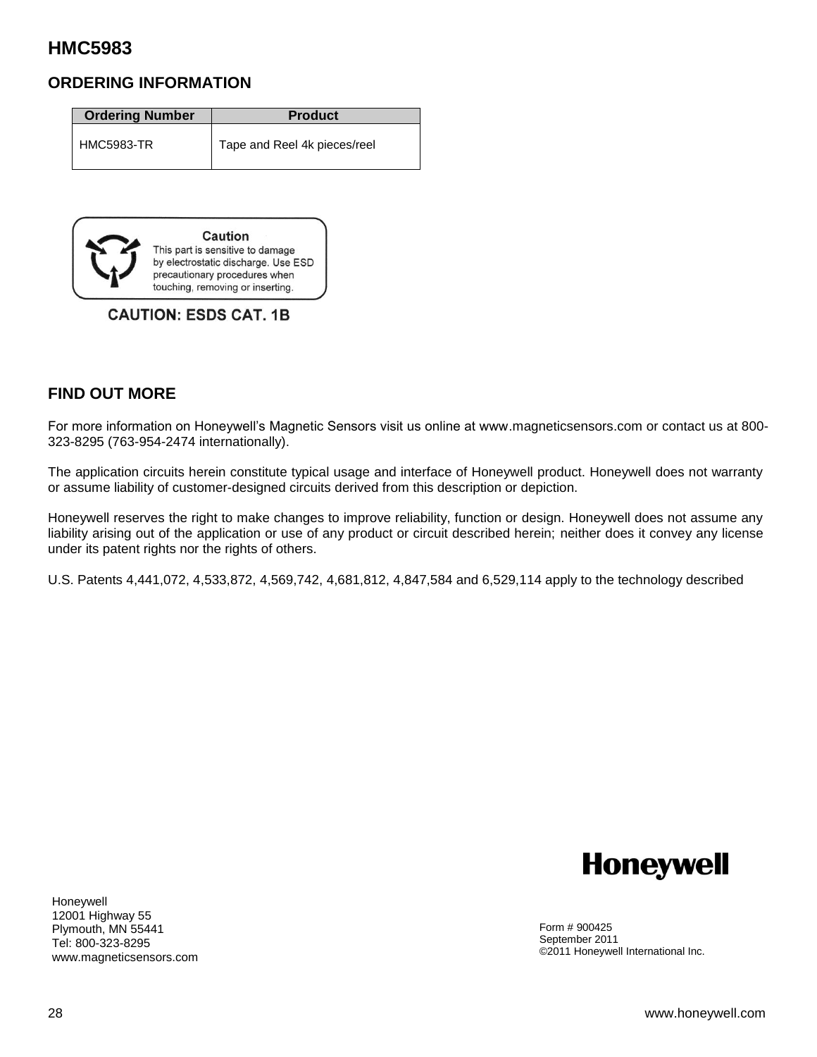## ORDERING INFORMATION

| Ordering Number | Product |
| --- | --- |
| HMC5983-TR | Tape and Reel 4k pieces/reel |

**Caution**
This part is sensitive to damage by electrostatic discharge. Use ESD precautionary procedures when touching, removing or inserting.

**CAUTION: ESDS CAT. 1B**

## FIND OUT MORE

For more information on Honeywell's Magnetic Sensors visit us online at www.magneticsensors.com or contact us at 800-323-8295 (763-954-2474 internationally).

The application circuits herein constitute typical usage and interface of Honeywell product. Honeywell does not warranty or assume liability of customer-designed circuits derived from this description or depiction.

Honeywell reserves the right to make changes to improve reliability, function or design. Honeywell does not assume any liability arising out of the application or use of any product or circuit described herein; neither does it convey any license under its patent rights nor the rights of others.

U.S. Patents 4,441,072, 4,533,872, 4,569,742, 4,681,812, 4,847,584 and 6,529,114 apply to the technology described

**Honeywell**

Honeywell
12001 Highway 55
Plymouth, MN 55441
Tel: 800-323-8295
www.magneticsensors.com

Form # 900425
September 2011
©2011 Honeywell International Inc.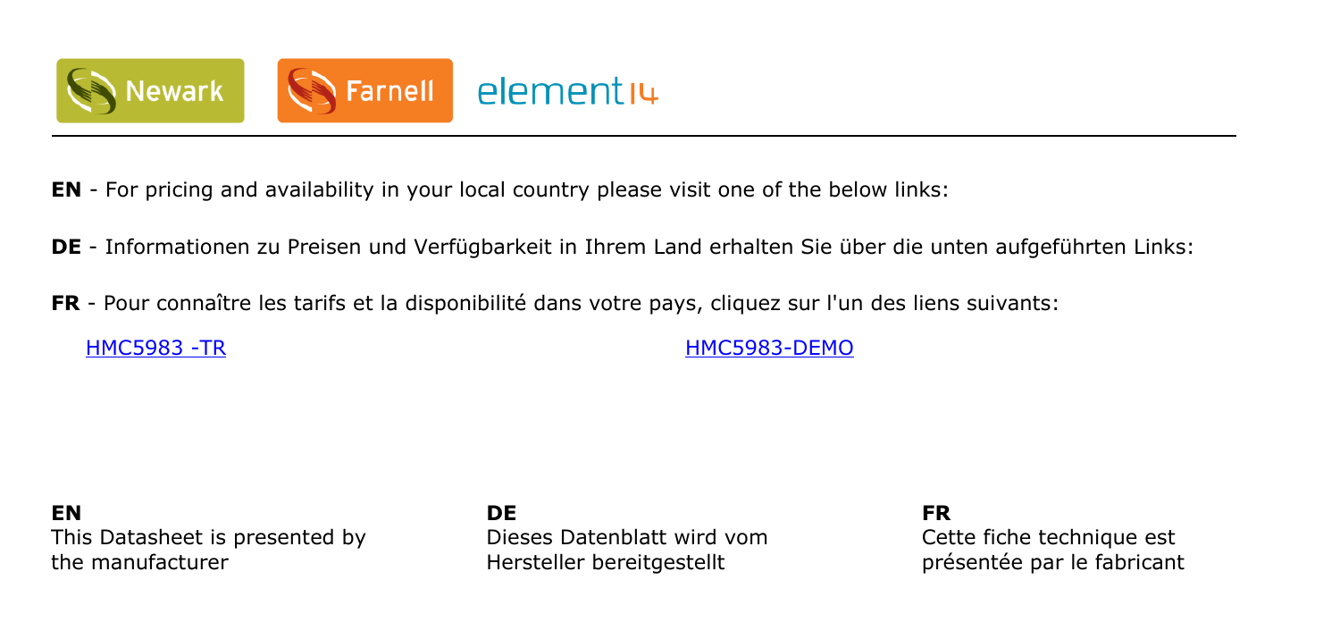Newark Farnell element14

**EN** - For pricing and availability in your local country please visit one of the below links:

**DE** - Informationen zu Preisen und Verfügbarkeit in Ihrem Land erhalten Sie über die unten aufgeführten Links:

**FR** - Pour connaître les tarifs et la disponibilité dans votre pays, cliquez sur l'un des liens suivants:

HMC5983 -TR

HMC5983-DEMO

**EN**
This Datasheet is presented by the manufacturer

**DE**
Dieses Datenblatt wird vom Hersteller bereitgestellt

**FR**
Cette fiche technique est présentée par le fabricant